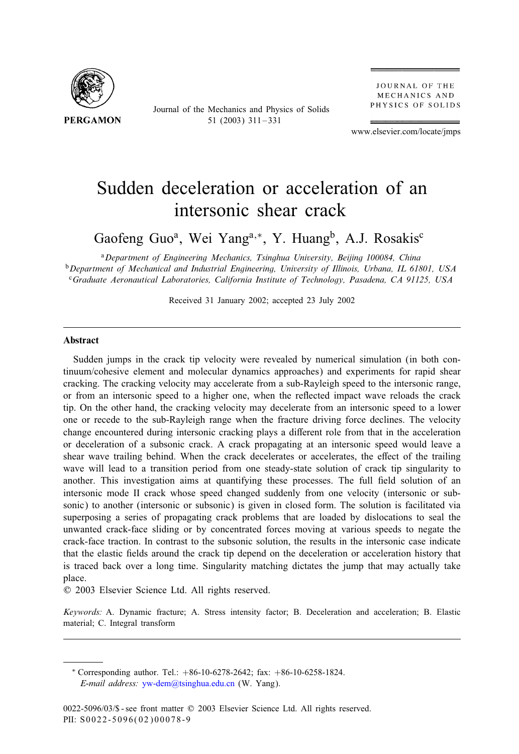# Sudden deceleration or acceleration of an intersonic shear crack

Gaofeng Guo[a], Wei Yang[a,*], Y. Huang[b], A.J. Rosakis[c]

[a] *Department of Engineering Mechanics, Tsinghua University, Beijing 100084, China*
[b] *Department of Mechanical and Industrial Engineering, University of Illinois, Urbana, IL 61801, USA*
[c] *Graduate Aeronautical Laboratories, California Institute of Technology, Pasadena, CA 91125, USA*

Received 31 January 2002; accepted 23 July 2002

## Abstract

Sudden jumps in the crack tip velocity were revealed by numerical simulation (in both continuum/cohesive element and molecular dynamics approaches) and experiments for rapid shear cracking. The cracking velocity may accelerate from a sub-Rayleigh speed to the intersonic range, or from an intersonic speed to a higher one, when the reflected impact wave reloads the crack tip. On the other hand, the cracking velocity may decelerate from an intersonic speed to a lower one or recede to the sub-Rayleigh range when the fracture driving force declines. The velocity change encountered during intersonic cracking plays a different role from that in the acceleration or deceleration of a subsonic crack. A crack propagating at an intersonic speed would leave a shear wave trailing behind. When the crack decelerates or accelerates, the effect of the trailing wave will lead to a transition period from one steady-state solution of crack tip singularity to another. This investigation aims at quantifying these processes. The full field solution of an intersonic mode II crack whose speed changed suddenly from one velocity (intersonic or subsonic) to another (intersonic or subsonic) is given in closed form. The solution is facilitated via superposing a series of propagating crack problems that are loaded by dislocations to seal the unwanted crack-face sliding or by concentrated forces moving at various speeds to negate the crack-face traction. In contrast to the subsonic solution, the results in the intersonic case indicate that the elastic fields around the crack tip depend on the deceleration or acceleration history that is traced back over a long time. Singularity matching dictates the jump that may actually take place.

© 2003 Elsevier Science Ltd. All rights reserved.

*Keywords:* A. Dynamic fracture; A. Stress intensity factor; B. Deceleration and acceleration; B. Elastic material; C. Integral transform

---

* Corresponding author. Tel.: +86-10-6278-2642; fax: +86-10-6258-1824.
*E-mail address:* yw-dem@tsinghua.edu.cn (W. Yang).

0022-5096/03/$ - see front matter © 2003 Elsevier Science Ltd. All rights reserved.
PII: S0022-5096(02)00078-9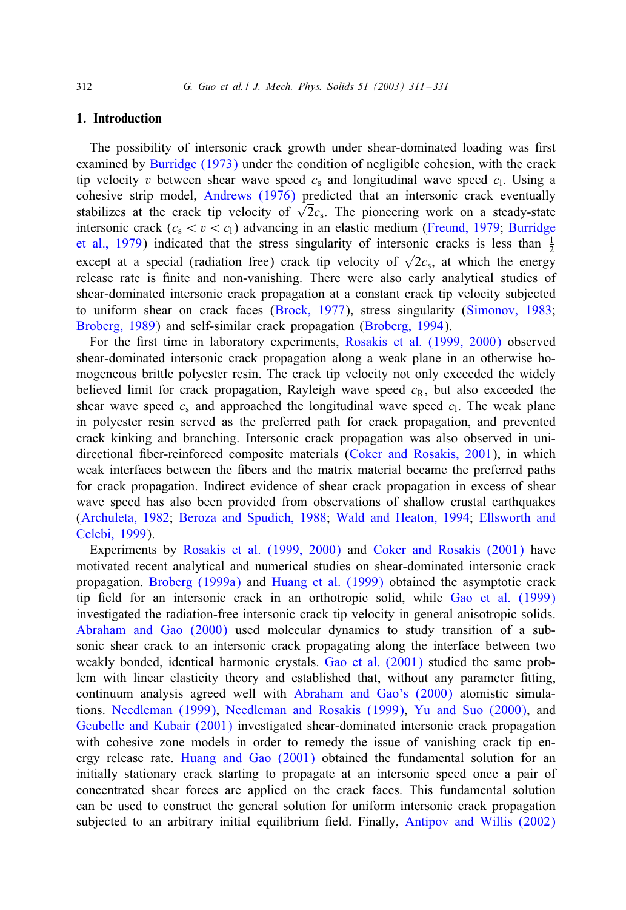## 1. Introduction

The possibility of intersonic crack growth under shear-dominated loading was first examined by Burridge (1973) under the condition of negligible cohesion, with the crack tip velocity $v$ between shear wave speed $c_s$ and longitudinal wave speed $c_l$. Using a cohesive strip model, Andrews (1976) predicted that an intersonic crack eventually stabilizes at the crack tip velocity of $\sqrt{2}c_s$. The pioneering work on a steady-state intersonic crack ($c_s < v < c_l$) advancing in an elastic medium (Freund, 1979; Burridge et al., 1979) indicated that the stress singularity of intersonic cracks is less than $\frac{1}{2}$ except at a special (radiation free) crack tip velocity of $\sqrt{2}c_s$, at which the energy release rate is finite and non-vanishing. There were also early analytical studies of shear-dominated intersonic crack propagation at a constant crack tip velocity subjected to uniform shear on crack faces (Brock, 1977), stress singularity (Simonov, 1983; Broberg, 1989) and self-similar crack propagation (Broberg, 1994).

For the first time in laboratory experiments, Rosakis et al. (1999, 2000) observed shear-dominated intersonic crack propagation along a weak plane in an otherwise homogeneous brittle polyester resin. The crack tip velocity not only exceeded the widely believed limit for crack propagation, Rayleigh wave speed $c_R$, but also exceeded the shear wave speed $c_s$ and approached the longitudinal wave speed $c_l$. The weak plane in polyester resin served as the preferred path for crack propagation, and prevented crack kinking and branching. Intersonic crack propagation was also observed in unidirectional fiber-reinforced composite materials (Coker and Rosakis, 2001), in which weak interfaces between the fibers and the matrix material became the preferred paths for crack propagation. Indirect evidence of shear crack propagation in excess of shear wave speed has also been provided from observations of shallow crustal earthquakes (Archuleta, 1982; Beroza and Spudich, 1988; Wald and Heaton, 1994; Ellsworth and Celebi, 1999).

Experiments by Rosakis et al. (1999, 2000) and Coker and Rosakis (2001) have motivated recent analytical and numerical studies on shear-dominated intersonic crack propagation. Broberg (1999a) and Huang et al. (1999) obtained the asymptotic crack tip field for an intersonic crack in an orthotropic solid, while Gao et al. (1999) investigated the radiation-free intersonic crack tip velocity in general anisotropic solids. Abraham and Gao (2000) used molecular dynamics to study transition of a subsonic shear crack to an intersonic crack propagating along the interface between two weakly bonded, identical harmonic crystals. Gao et al. (2001) studied the same problem with linear elasticity theory and established that, without any parameter fitting, continuum analysis agreed well with Abraham and Gao's (2000) atomistic simulations. Needleman (1999), Needleman and Rosakis (1999), Yu and Suo (2000), and Geubelle and Kubair (2001) investigated shear-dominated intersonic crack propagation with cohesive zone models in order to remedy the issue of vanishing crack tip energy release rate. Huang and Gao (2001) obtained the fundamental solution for an initially stationary crack starting to propagate at an intersonic speed once a pair of concentrated shear forces are applied on the crack faces. This fundamental solution can be used to construct the general solution for uniform intersonic crack propagation subjected to an arbitrary initial equilibrium field. Finally, Antipov and Willis (2002)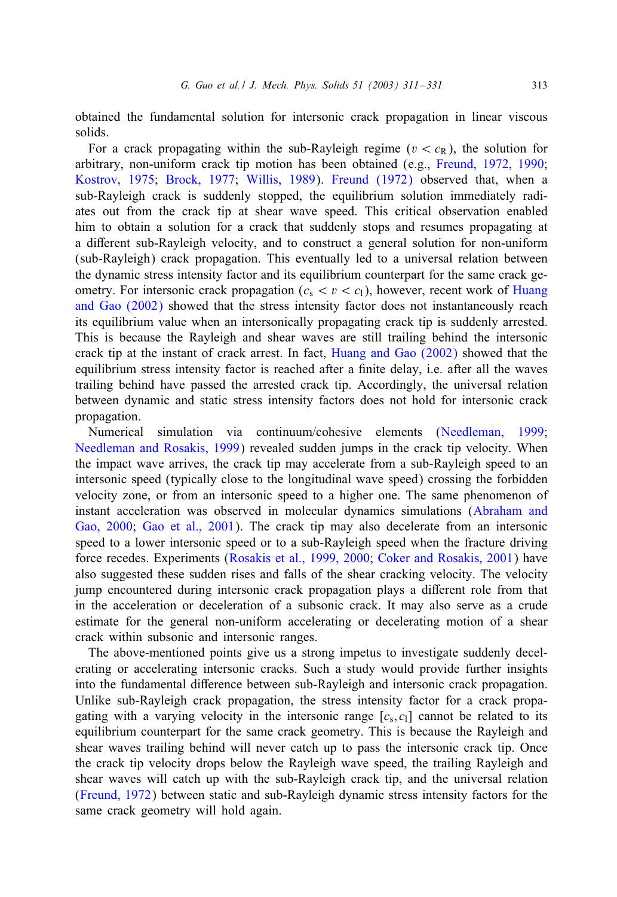obtained the fundamental solution for intersonic crack propagation in linear viscous solids.

For a crack propagating within the sub-Rayleigh regime ($v < c_R$), the solution for arbitrary, non-uniform crack tip motion has been obtained (e.g., Freund, 1972, 1990; Kostrov, 1975; Brock, 1977; Willis, 1989). Freund (1972) observed that, when a sub-Rayleigh crack is suddenly stopped, the equilibrium solution immediately radiates out from the crack tip at shear wave speed. This critical observation enabled him to obtain a solution for a crack that suddenly stops and resumes propagating at a different sub-Rayleigh velocity, and to construct a general solution for non-uniform (sub-Rayleigh) crack propagation. This eventually led to a universal relation between the dynamic stress intensity factor and its equilibrium counterpart for the same crack geometry. For intersonic crack propagation ($c_s < v < c_l$), however, recent work of Huang and Gao (2002) showed that the stress intensity factor does not instantaneously reach its equilibrium value when an intersonically propagating crack tip is suddenly arrested. This is because the Rayleigh and shear waves are still trailing behind the intersonic crack tip at the instant of crack arrest. In fact, Huang and Gao (2002) showed that the equilibrium stress intensity factor is reached after a finite delay, i.e. after all the waves trailing behind have passed the arrested crack tip. Accordingly, the universal relation between dynamic and static stress intensity factors does not hold for intersonic crack propagation.

Numerical simulation via continuum/cohesive elements (Needleman, 1999; Needleman and Rosakis, 1999) revealed sudden jumps in the crack tip velocity. When the impact wave arrives, the crack tip may accelerate from a sub-Rayleigh speed to an intersonic speed (typically close to the longitudinal wave speed) crossing the forbidden velocity zone, or from an intersonic speed to a higher one. The same phenomenon of instant acceleration was observed in molecular dynamics simulations (Abraham and Gao, 2000; Gao et al., 2001). The crack tip may also decelerate from an intersonic speed to a lower intersonic speed or to a sub-Rayleigh speed when the fracture driving force recedes. Experiments (Rosakis et al., 1999, 2000; Coker and Rosakis, 2001) have also suggested these sudden rises and falls of the shear cracking velocity. The velocity jump encountered during intersonic crack propagation plays a different role from that in the acceleration or deceleration of a subsonic crack. It may also serve as a crude estimate for the general non-uniform accelerating or decelerating motion of a shear crack within subsonic and intersonic ranges.

The above-mentioned points give us a strong impetus to investigate suddenly decelerating or accelerating intersonic cracks. Such a study would provide further insights into the fundamental difference between sub-Rayleigh and intersonic crack propagation. Unlike sub-Rayleigh crack propagation, the stress intensity factor for a crack propagating with a varying velocity in the intersonic range $[c_s, c_l]$ cannot be related to its equilibrium counterpart for the same crack geometry. This is because the Rayleigh and shear waves trailing behind will never catch up to pass the intersonic crack tip. Once the crack tip velocity drops below the Rayleigh wave speed, the trailing Rayleigh and shear waves will catch up with the sub-Rayleigh crack tip, and the universal relation (Freund, 1972) between static and sub-Rayleigh dynamic stress intensity factors for the same crack geometry will hold again.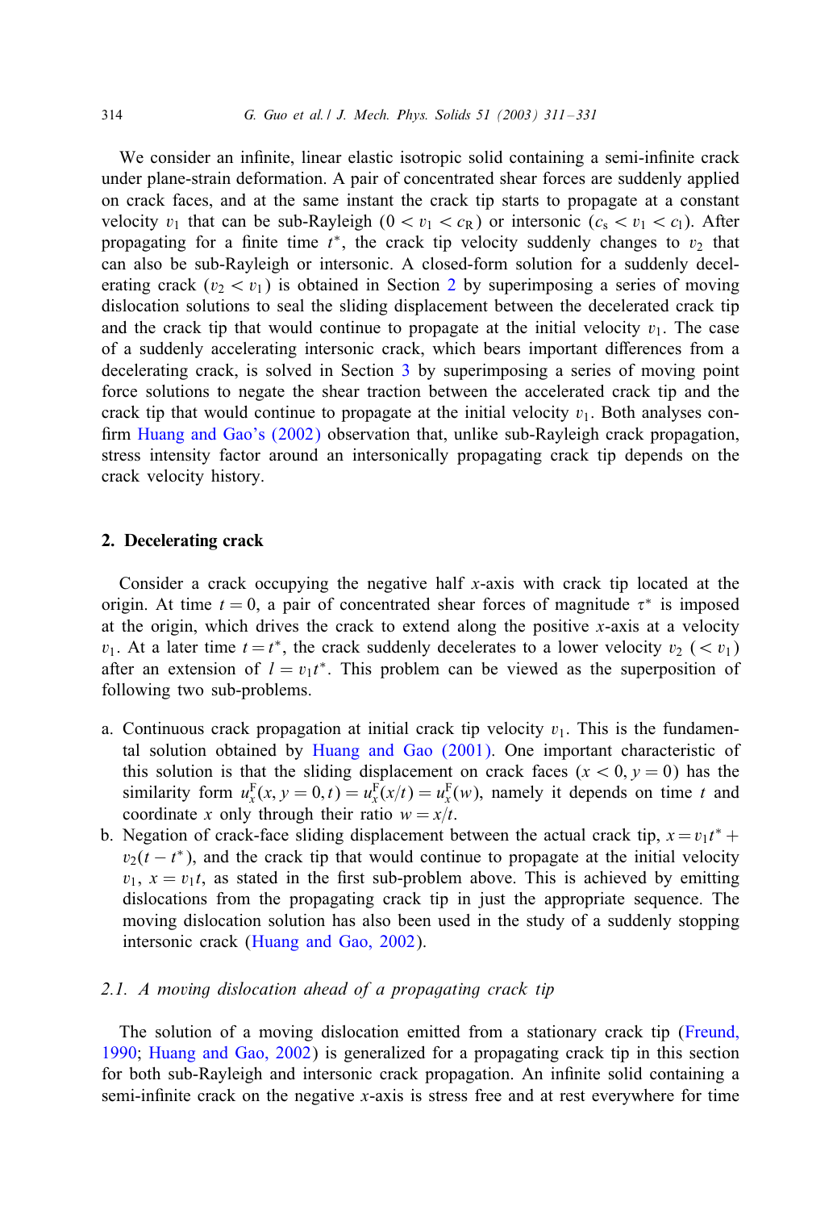We consider an infinite, linear elastic isotropic solid containing a semi-infinite crack under plane-strain deformation. A pair of concentrated shear forces are suddenly applied on crack faces, and at the same instant the crack tip starts to propagate at a constant velocity $v_1$ that can be sub-Rayleigh ($0 < v_1 < c_R$) or intersonic ($c_s < v_1 < c_l$). After propagating for a finite time $t^*$, the crack tip velocity suddenly changes to $v_2$ that can also be sub-Rayleigh or intersonic. A closed-form solution for a suddenly decelerating crack ($v_2 < v_1$) is obtained in Section 2 by superimposing a series of moving dislocation solutions to seal the sliding displacement between the decelerated crack tip and the crack tip that would continue to propagate at the initial velocity $v_1$. The case of a suddenly accelerating intersonic crack, which bears important differences from a decelerating crack, is solved in Section 3 by superimposing a series of moving point force solutions to negate the shear traction between the accelerated crack tip and the crack tip that would continue to propagate at the initial velocity $v_1$. Both analyses confirm Huang and Gao's (2002) observation that, unlike sub-Rayleigh crack propagation, stress intensity factor around an intersonically propagating crack tip depends on the crack velocity history.

## 2. Decelerating crack

Consider a crack occupying the negative half $x$-axis with crack tip located at the origin. At time $t = 0$, a pair of concentrated shear forces of magnitude $\tau^*$ is imposed at the origin, which drives the crack to extend along the positive $x$-axis at a velocity $v_1$. At a later time $t = t^*$, the crack suddenly decelerates to a lower velocity $v_2$ ($< v_1$) after an extension of $l = v_1 t^*$. This problem can be viewed as the superposition of following two sub-problems.

a. Continuous crack propagation at initial crack tip velocity $v_1$. This is the fundamental solution obtained by Huang and Gao (2001). One important characteristic of this solution is that the sliding displacement on crack faces ($x < 0, y = 0$) has the similarity form $u_x^{\mathrm{F}}(x, y = 0, t) = u_x^{\mathrm{F}}(x/t) = u_x^{\mathrm{F}}(w)$, namely it depends on time $t$ and coordinate $x$ only through their ratio $w = x/t$.
b. Negation of crack-face sliding displacement between the actual crack tip, $x = v_1 t^* + v_2(t - t^*)$, and the crack tip that would continue to propagate at the initial velocity $v_1$, $x = v_1 t$, as stated in the first sub-problem above. This is achieved by emitting dislocations from the propagating crack tip in just the appropriate sequence. The moving dislocation solution has also been used in the study of a suddenly stopping intersonic crack (Huang and Gao, 2002).

### 2.1. A moving dislocation ahead of a propagating crack tip

The solution of a moving dislocation emitted from a stationary crack tip (Freund, 1990; Huang and Gao, 2002) is generalized for a propagating crack tip in this section for both sub-Rayleigh and intersonic crack propagation. An infinite solid containing a semi-infinite crack on the negative $x$-axis is stress free and at rest everywhere for time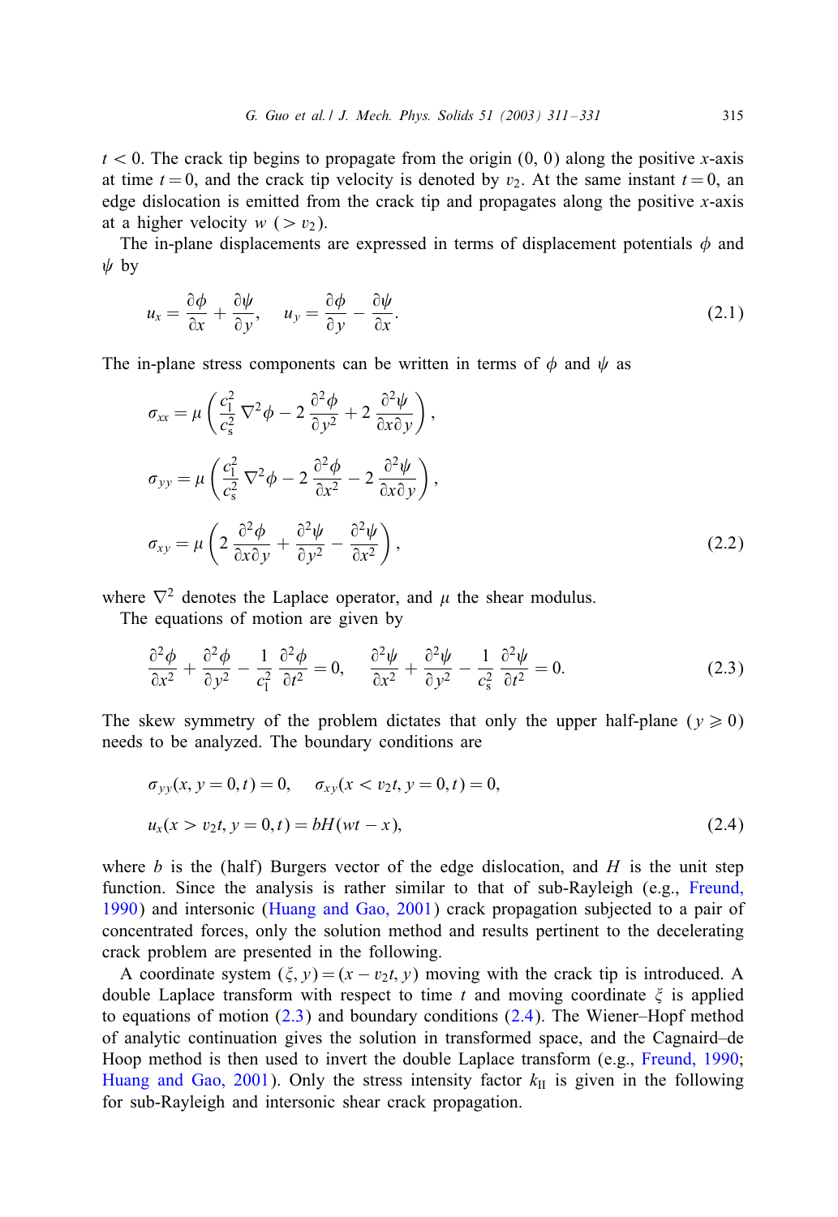$t < 0$. The crack tip begins to propagate from the origin $(0, 0)$ along the positive $x$-axis at time $t = 0$, and the crack tip velocity is denoted by $v_2$. At the same instant $t = 0$, an edge dislocation is emitted from the crack tip and propagates along the positive $x$-axis at a higher velocity $w$ ($> v_2$).

The in-plane displacements are expressed in terms of displacement potentials $\phi$ and $\psi$ by

$$u_x = \frac{\partial \phi}{\partial x} + \frac{\partial \psi}{\partial y}, \quad u_y = \frac{\partial \phi}{\partial y} - \frac{\partial \psi}{\partial x}. \tag{2.1}$$

The in-plane stress components can be written in terms of $\phi$ and $\psi$ as

$$\sigma_{xx} = \mu \left( \frac{c_1^2}{c_s^2} \nabla^2 \phi - 2 \frac{\partial^2 \phi}{\partial y^2} + 2 \frac{\partial^2 \psi}{\partial x \partial y} \right),$$

$$\sigma_{yy} = \mu \left( \frac{c_1^2}{c_s^2} \nabla^2 \phi - 2 \frac{\partial^2 \phi}{\partial x^2} - 2 \frac{\partial^2 \psi}{\partial x \partial y} \right),$$

$$\sigma_{xy} = \mu \left( 2 \frac{\partial^2 \phi}{\partial x \partial y} + \frac{\partial^2 \psi}{\partial y^2} - \frac{\partial^2 \psi}{\partial x^2} \right), \tag{2.2}$$

where $\nabla^2$ denotes the Laplace operator, and $\mu$ the shear modulus.

The equations of motion are given by

$$\frac{\partial^2 \phi}{\partial x^2} + \frac{\partial^2 \phi}{\partial y^2} - \frac{1}{c_1^2} \frac{\partial^2 \phi}{\partial t^2} = 0, \quad \frac{\partial^2 \psi}{\partial x^2} + \frac{\partial^2 \psi}{\partial y^2} - \frac{1}{c_s^2} \frac{\partial^2 \psi}{\partial t^2} = 0. \tag{2.3}$$

The skew symmetry of the problem dictates that only the upper half-plane ($y \geqslant 0$) needs to be analyzed. The boundary conditions are

$$\sigma_{yy}(x, y = 0, t) = 0, \quad \sigma_{xy}(x < v_2 t, y = 0, t) = 0,$$

$$u_x(x > v_2 t, y = 0, t) = bH(wt - x), \tag{2.4}$$

where $b$ is the (half) Burgers vector of the edge dislocation, and $H$ is the unit step function. Since the analysis is rather similar to that of sub-Rayleigh (e.g., Freund, 1990) and intersonic (Huang and Gao, 2001) crack propagation subjected to a pair of concentrated forces, only the solution method and results pertinent to the decelerating crack problem are presented in the following.

A coordinate system $(\xi, y) = (x - v_2 t, y)$ moving with the crack tip is introduced. A double Laplace transform with respect to time $t$ and moving coordinate $\xi$ is applied to equations of motion (2.3) and boundary conditions (2.4). The Wiener–Hopf method of analytic continuation gives the solution in transformed space, and the Cagnaird–de Hoop method is then used to invert the double Laplace transform (e.g., Freund, 1990; Huang and Gao, 2001). Only the stress intensity factor $k_{\text{II}}$ is given in the following for sub-Rayleigh and intersonic shear crack propagation.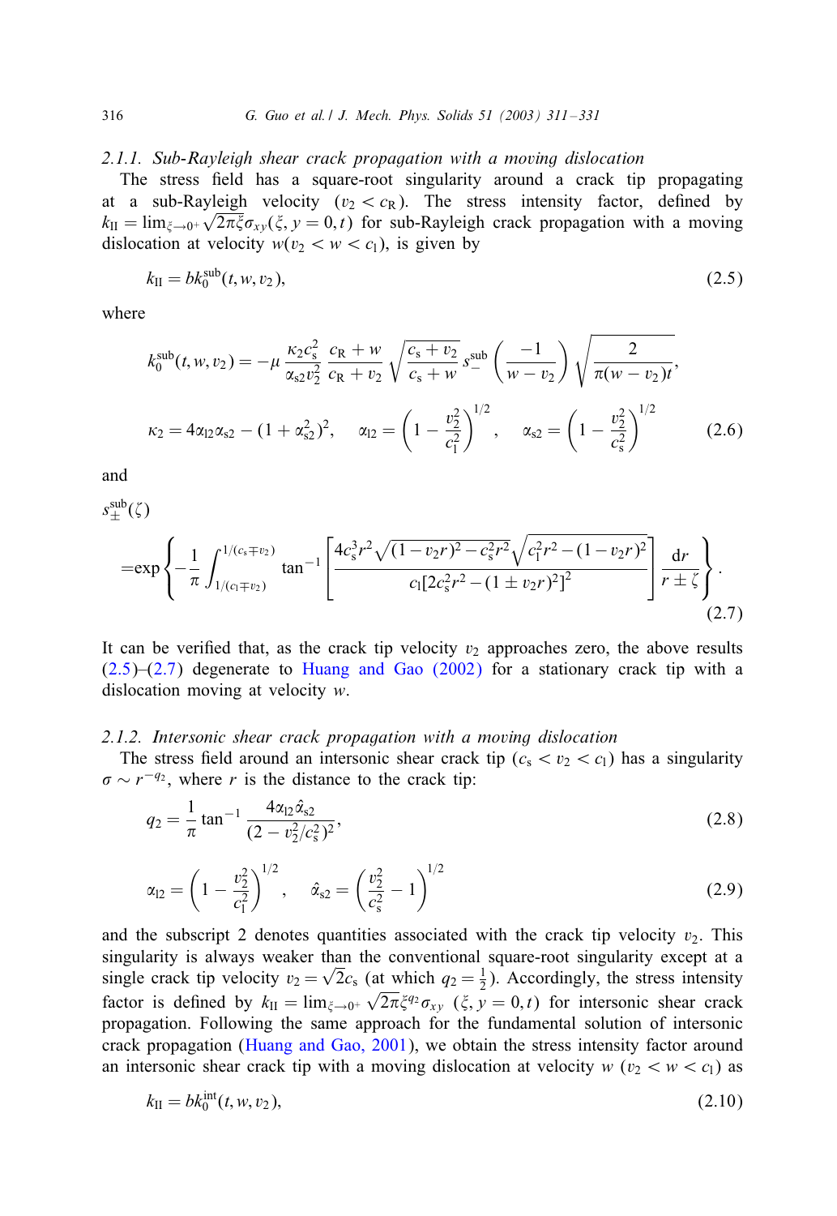#### 2.1.1. Sub-Rayleigh shear crack propagation with a moving dislocation

The stress field has a square-root singularity around a crack tip propagating at a sub-Rayleigh velocity ($v_2 < c_R$). The stress intensity factor, defined by $k_{II} = \lim_{\xi \to 0^+} \sqrt{2\pi\xi}\,\sigma_{xy}(\xi, y = 0, t)$ for sub-Rayleigh crack propagation with a moving dislocation at velocity $w(v_2 < w < c_l)$, is given by

$$k_{II} = b k_0^{\rm sub}(t, w, v_2), \tag{2.5}$$

where

$$k_0^{\rm sub}(t, w, v_2) = -\mu \frac{\kappa_2 c_s^2}{\alpha_{s2} v_2^2} \frac{c_R + w}{c_R + v_2} \sqrt{\frac{c_s + v_2}{c_s + w}}\, s_-^{\rm sub}\left(\frac{-1}{w - v_2}\right) \sqrt{\frac{2}{\pi(w - v_2)t}},$$

$$\kappa_2 = 4\alpha_{l2}\alpha_{s2} - (1 + \alpha_{s2}^2)^2, \quad \alpha_{l2} = \left(1 - \frac{v_2^2}{c_l^2}\right)^{1/2}, \quad \alpha_{s2} = \left(1 - \frac{v_2^2}{c_s^2}\right)^{1/2} \tag{2.6}$$

and

$$s_\pm^{\rm sub}(\zeta) = \exp\left\{-\frac{1}{\pi}\int_{1/(c_l \mp v_2)}^{1/(c_s \mp v_2)} \tan^{-1}\left[\frac{4c_s^3 r^2 \sqrt{(1 - v_2 r)^2 - c_s^2 r^2}\sqrt{c_l^2 r^2 - (1 - v_2 r)^2}}{c_l[2c_s^2 r^2 - (1 \pm v_2 r)^2]^2}\right] \frac{dr}{r \pm \zeta}\right\}. \tag{2.7}$$

It can be verified that, as the crack tip velocity $v_2$ approaches zero, the above results (2.5)–(2.7) degenerate to Huang and Gao (2002) for a stationary crack tip with a dislocation moving at velocity $w$.

#### 2.1.2. Intersonic shear crack propagation with a moving dislocation

The stress field around an intersonic shear crack tip ($c_s < v_2 < c_l$) has a singularity $\sigma \sim r^{-q_2}$, where $r$ is the distance to the crack tip:

$$q_2 = \frac{1}{\pi}\tan^{-1}\frac{4\alpha_{l2}\hat{\alpha}_{s2}}{(2 - v_2^2/c_s^2)^2}, \tag{2.8}$$

$$\alpha_{l2} = \left(1 - \frac{v_2^2}{c_l^2}\right)^{1/2}, \quad \hat{\alpha}_{s2} = \left(\frac{v_2^2}{c_s^2} - 1\right)^{1/2} \tag{2.9}$$

and the subscript 2 denotes quantities associated with the crack tip velocity $v_2$. This singularity is always weaker than the conventional square-root singularity except at a single crack tip velocity $v_2 = \sqrt{2}c_s$ (at which $q_2 = \frac{1}{2}$). Accordingly, the stress intensity factor is defined by $k_{II} = \lim_{\xi \to 0^+} \sqrt{2\pi}\xi^{q_2}\sigma_{xy}$ $(\xi, y = 0, t)$ for intersonic shear crack propagation. Following the same approach for the fundamental solution of intersonic crack propagation (Huang and Gao, 2001), we obtain the stress intensity factor around an intersonic shear crack tip with a moving dislocation at velocity $w$ ($v_2 < w < c_l$) as

$$k_{II} = b k_0^{\rm int}(t, w, v_2), \tag{2.10}$$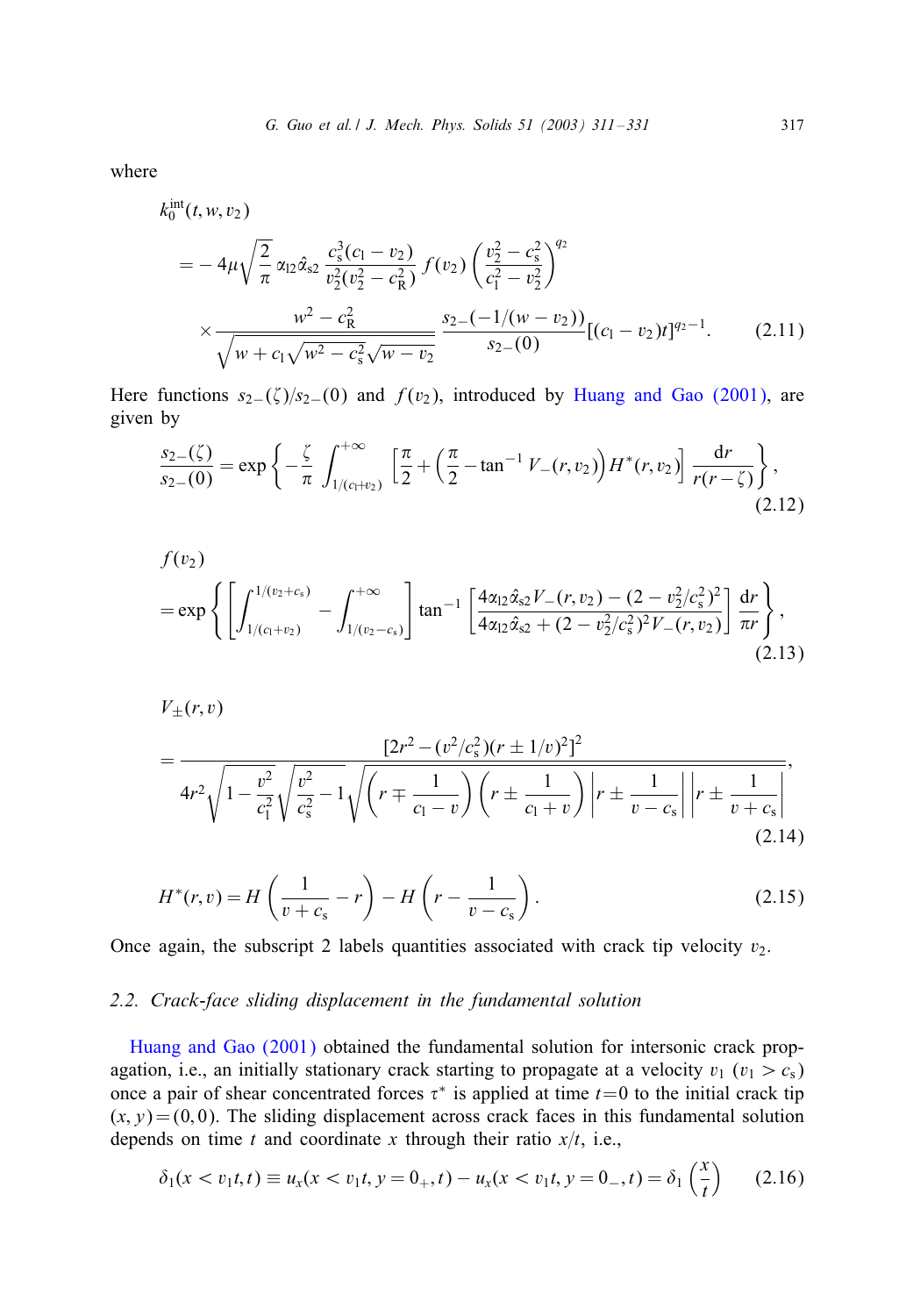where

$$
\begin{aligned}
& k_0^{\text{int}}(t, w, v_2) \\
& = -4\mu\sqrt{\frac{2}{\pi}}\,\alpha_{12}\hat{\alpha}_{s2}\,\frac{c_s^3(c_1 - v_2)}{v_2^2(v_2^2 - c_R^2)}\,f(v_2)\left(\frac{v_2^2 - c_s^2}{c_1^2 - v_2^2}\right)^{q_2} \\
& \quad \times \frac{w^2 - c_R^2}{\sqrt{w + c_1\sqrt{w^2 - c_s^2}\sqrt{w - v_2}}}\,\frac{s_{2-}(-1/(w - v_2))}{s_{2-}(0)}[(c_1 - v_2)t]^{q_2 - 1}.
\end{aligned}
\tag{2.11}
$$

Here functions $s_{2-}(\zeta)/s_{2-}(0)$ and $f(v_2)$, introduced by Huang and Gao (2001), are given by

$$
\frac{s_{2-}(\zeta)}{s_{2-}(0)} = \exp\left\{-\frac{\zeta}{\pi}\int_{1/(c_1+v_2)}^{+\infty}\left[\frac{\pi}{2} + \left(\frac{\pi}{2} - \tan^{-1} V_-(r, v_2)\right)H^*(r, v_2)\right]\frac{\mathrm{d}r}{r(r - \zeta)}\right\},
\tag{2.12}
$$

$$
\begin{aligned}
& f(v_2) \\
& = \exp\left\{\left[\int_{1/(c_1+v_2)}^{1/(v_2+c_s)} - \int_{1/(v_2-c_s)}^{+\infty}\right]\tan^{-1}\left[\frac{4\alpha_{12}\hat{\alpha}_{s2}V_-(r, v_2) - (2 - v_2^2/c_s^2)^2}{4\alpha_{12}\hat{\alpha}_{s2} + (2 - v_2^2/c_s^2)^2 V_-(r, v_2)}\right]\frac{\mathrm{d}r}{\pi r}\right\},
\end{aligned}
\tag{2.13}
$$

$$
\begin{aligned}
& V_\pm(r, v) \\
& = \frac{[2r^2 - (v^2/c_s^2)(r \pm 1/v)^2]^2}{4r^2\sqrt{1 - \dfrac{v^2}{c_1^2}}\sqrt{\dfrac{v^2}{c_s^2} - 1}\sqrt{\left(r \mp \dfrac{1}{c_1 - v}\right)\left(r \pm \dfrac{1}{c_1 + v}\right)\left|r \pm \dfrac{1}{v - c_s}\right|\left|r \pm \dfrac{1}{v + c_s}\right|}},
\end{aligned}
\tag{2.14}
$$

$$
H^*(r, v) = H\left(\frac{1}{v + c_s} - r\right) - H\left(r - \frac{1}{v - c_s}\right).
\tag{2.15}
$$

Once again, the subscript 2 labels quantities associated with crack tip velocity $v_2$.

### 2.2. Crack-face sliding displacement in the fundamental solution

Huang and Gao (2001) obtained the fundamental solution for intersonic crack propagation, i.e., an initially stationary crack starting to propagate at a velocity $v_1$ ($v_1 > c_s$) once a pair of shear concentrated forces $\tau^*$ is applied at time $t = 0$ to the initial crack tip $(x, y) = (0, 0)$. The sliding displacement across crack faces in this fundamental solution depends on time $t$ and coordinate $x$ through their ratio $x/t$, i.e.,

$$
\delta_1(x < v_1 t, t) \equiv u_x(x < v_1 t, y = 0_+, t) - u_x(x < v_1 t, y = 0_-, t) = \delta_1\left(\frac{x}{t}\right)
\tag{2.16}
$$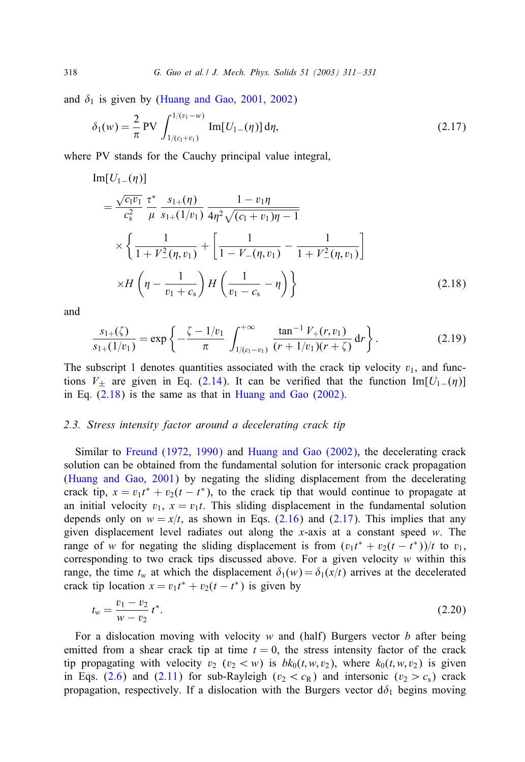and $\delta_1$ is given by (Huang and Gao, 2001, 2002)

$$\delta_1(w) = \frac{2}{\pi} \, \mathrm{PV} \int_{1/(c_1+v_1)}^{1/(v_1-w)} \mathrm{Im}[U_{1-}(\eta)] \, \mathrm{d}\eta, \tag{2.17}$$

where PV stands for the Cauchy principal value integral,

$$\begin{aligned}
&\mathrm{Im}[U_{1-}(\eta)] \\
&= \frac{\sqrt{c_1 v_1}}{c_s^2} \frac{\tau^*}{\mu} \frac{s_{1+}(\eta)}{s_{1+}(1/v_1)} \frac{1 - v_1\eta}{4\eta^2\sqrt{(c_1+v_1)\eta - 1}} \\
&\quad \times \left\{ \frac{1}{1+V_-^2(\eta, v_1)} + \left[ \frac{1}{1 - V_-(\eta, v_1)} - \frac{1}{1+V_-^2(\eta, v_1)} \right] \right. \\
&\quad \left. \times H\left(\eta - \frac{1}{v_1 + c_s}\right) H\left(\frac{1}{v_1 - c_s} - \eta\right) \right\}
\end{aligned} \tag{2.18}$$

and

$$\frac{s_{1+}(\zeta)}{s_{1+}(1/v_1)} = \exp\left\{ -\frac{\zeta - 1/v_1}{\pi} \int_{1/(c_1 - v_1)}^{+\infty} \frac{\tan^{-1} V_+(r, v_1)}{(r + 1/v_1)(r + \zeta)} \, \mathrm{d}r \right\}. \tag{2.19}$$

The subscript 1 denotes quantities associated with the crack tip velocity $v_1$, and functions $V_\pm$ are given in Eq. (2.14). It can be verified that the function $\mathrm{Im}[U_{1-}(\eta)]$ in Eq. (2.18) is the same as that in Huang and Gao (2002).

### 2.3. Stress intensity factor around a decelerating crack tip

Similar to Freund (1972, 1990) and Huang and Gao (2002), the decelerating crack solution can be obtained from the fundamental solution for intersonic crack propagation (Huang and Gao, 2001) by negating the sliding displacement from the decelerating crack tip, $x = v_1 t^* + v_2(t - t^*)$, to the crack tip that would continue to propagate at an initial velocity $v_1$, $x = v_1 t$. This sliding displacement in the fundamental solution depends only on $w = x/t$, as shown in Eqs. (2.16) and (2.17). This implies that any given displacement level radiates out along the $x$-axis at a constant speed $w$. The range of $w$ for negating the sliding displacement is from $(v_1 t^* + v_2(t - t^*))/t$ to $v_1$, corresponding to two crack tips discussed above. For a given velocity $w$ within this range, the time $t_w$ at which the displacement $\delta_1(w) = \delta_1(x/t)$ arrives at the decelerated crack tip location $x = v_1 t^* + v_2(t - t^*)$ is given by

$$t_w = \frac{v_1 - v_2}{w - v_2} t^*. \tag{2.20}$$

For a dislocation moving with velocity $w$ and (half) Burgers vector $b$ after being emitted from a shear crack tip at time $t = 0$, the stress intensity factor of the crack tip propagating with velocity $v_2$ ($v_2 < w$) is $bk_0(t, w, v_2)$, where $k_0(t, w, v_2)$ is given in Eqs. (2.6) and (2.11) for sub-Rayleigh ($v_2 < c_R$) and intersonic ($v_2 > c_s$) crack propagation, respectively. If a dislocation with the Burgers vector $\mathrm{d}\delta_1$ begins moving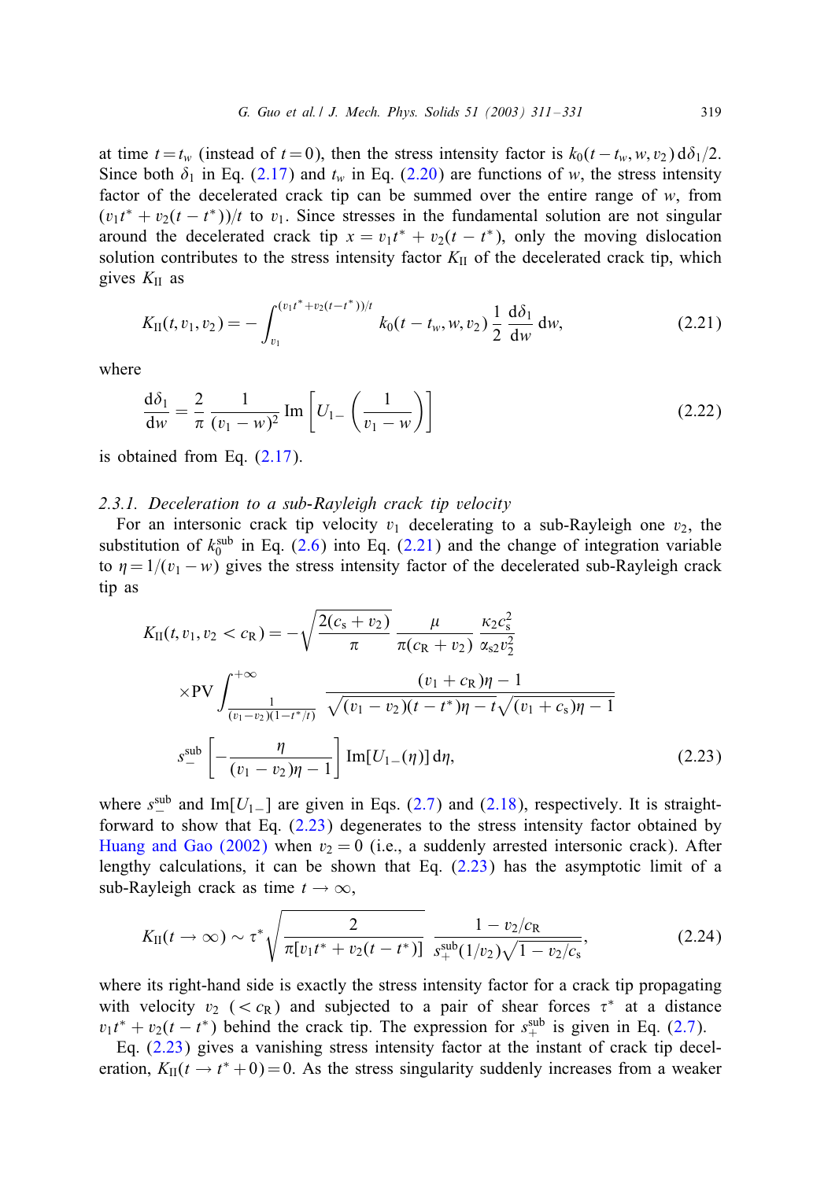at time $t = t_w$ (instead of $t = 0$), then the stress intensity factor is $k_0(t - t_w, w, v_2)\,\mathrm{d}\delta_1/2$. Since both $\delta_1$ in Eq. (2.17) and $t_w$ in Eq. (2.20) are functions of $w$, the stress intensity factor of the decelerated crack tip can be summed over the entire range of $w$, from $(v_1 t^* + v_2(t - t^*))/t$ to $v_1$. Since stresses in the fundamental solution are not singular around the decelerated crack tip $x = v_1 t^* + v_2(t - t^*)$, only the moving dislocation solution contributes to the stress intensity factor $K_{\mathrm{II}}$ of the decelerated crack tip, which gives $K_{\mathrm{II}}$ as

$$K_{\mathrm{II}}(t, v_1, v_2) = -\int_{v_1}^{(v_1 t^* + v_2(t-t^*))/t} k_0(t - t_w, w, v_2)\,\frac{1}{2}\,\frac{\mathrm{d}\delta_1}{\mathrm{d}w}\,\mathrm{d}w, \tag{2.21}$$

where

$$\frac{\mathrm{d}\delta_1}{\mathrm{d}w} = \frac{2}{\pi}\,\frac{1}{(v_1 - w)^2}\,\mathrm{Im}\left[U_{1-}\left(\frac{1}{v_1 - w}\right)\right] \tag{2.22}$$

is obtained from Eq. (2.17).

### 2.3.1. Deceleration to a sub-Rayleigh crack tip velocity

For an intersonic crack tip velocity $v_1$ decelerating to a sub-Rayleigh one $v_2$, the substitution of $k_0^{\mathrm{sub}}$ in Eq. (2.6) into Eq. (2.21) and the change of integration variable to $\eta = 1/(v_1 - w)$ gives the stress intensity factor of the decelerated sub-Rayleigh crack tip as

$$\begin{aligned}
K_{\mathrm{II}}(t, v_1, v_2 < c_{\mathrm{R}}) = {} & -\sqrt{\frac{2(c_{\mathrm{s}} + v_2)}{\pi}}\,\frac{\mu}{\pi(c_{\mathrm{R}} + v_2)}\,\frac{\kappa_2 c_{\mathrm{s}}^2}{\alpha_{\mathrm{s}2} v_2^2} \\
& \times \mathrm{PV}\int_{\frac{1}{(v_1 - v_2)(1 - t^*/t)}}^{+\infty} \frac{(v_1 + c_{\mathrm{R}})\eta - 1}{\sqrt{(v_1 - v_2)(t - t^*)\eta - t}\,\sqrt{(v_1 + c_{\mathrm{s}})\eta - 1}} \\
& s_-^{\mathrm{sub}}\left[-\frac{\eta}{(v_1 - v_2)\eta - 1}\right]\mathrm{Im}[U_{1-}(\eta)]\,\mathrm{d}\eta,
\end{aligned} \tag{2.23}$$

where $s_-^{\mathrm{sub}}$ and $\mathrm{Im}[U_{1-}]$ are given in Eqs. (2.7) and (2.18), respectively. It is straightforward to show that Eq. (2.23) degenerates to the stress intensity factor obtained by Huang and Gao (2002) when $v_2 = 0$ (i.e., a suddenly arrested intersonic crack). After lengthy calculations, it can be shown that Eq. (2.23) has the asymptotic limit of a sub-Rayleigh crack as time $t \to \infty$,

$$K_{\mathrm{II}}(t \to \infty) \sim \tau^* \sqrt{\frac{2}{\pi[v_1 t^* + v_2(t - t^*)]}}\,\frac{1 - v_2/c_{\mathrm{R}}}{s_+^{\mathrm{sub}}(1/v_2)\sqrt{1 - v_2/c_{\mathrm{s}}}}, \tag{2.24}$$

where its right-hand side is exactly the stress intensity factor for a crack tip propagating with velocity $v_2$ ($< c_{\mathrm{R}}$) and subjected to a pair of shear forces $\tau^*$ at a distance $v_1 t^* + v_2(t - t^*)$ behind the crack tip. The expression for $s_+^{\mathrm{sub}}$ is given in Eq. (2.7).

Eq. (2.23) gives a vanishing stress intensity factor at the instant of crack tip deceleration, $K_{\mathrm{II}}(t \to t^* + 0) = 0$. As the stress singularity suddenly increases from a weaker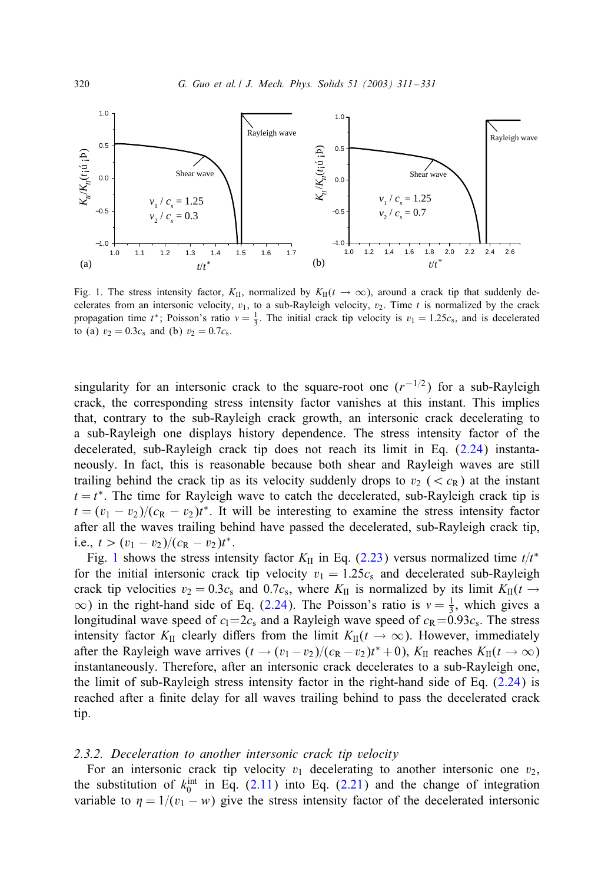Fig. 1. The stress intensity factor, $K_{\mathrm{II}}$, normalized by $K_{\mathrm{II}}(t \to \infty)$, around a crack tip that suddenly decelerates from an intersonic velocity, $v_1$, to a sub-Rayleigh velocity, $v_2$. Time $t$ is normalized by the crack propagation time $t^*$; Poisson's ratio $v = \frac{1}{3}$. The initial crack tip velocity is $v_1 = 1.25c_{\mathrm{s}}$, and is decelerated to (a) $v_2 = 0.3c_{\mathrm{s}}$ and (b) $v_2 = 0.7c_{\mathrm{s}}$.

singularity for an intersonic crack to the square-root one ($r^{-1/2}$) for a sub-Rayleigh crack, the corresponding stress intensity factor vanishes at this instant. This implies that, contrary to the sub-Rayleigh crack growth, an intersonic crack decelerating to a sub-Rayleigh one displays history dependence. The stress intensity factor of the decelerated, sub-Rayleigh crack tip does not reach its limit in Eq. (2.24) instantaneously. In fact, this is reasonable because both shear and Rayleigh waves are still trailing behind the crack tip as its velocity suddenly drops to $v_2$ ($< c_{\mathrm{R}}$) at the instant $t = t^*$. The time for Rayleigh wave to catch the decelerated, sub-Rayleigh crack tip is $t = (v_1 - v_2)/(c_{\mathrm{R}} - v_2)t^*$. It will be interesting to examine the stress intensity factor after all the waves trailing behind have passed the decelerated, sub-Rayleigh crack tip, i.e., $t > (v_1 - v_2)/(c_{\mathrm{R}} - v_2)t^*$.

Fig. 1 shows the stress intensity factor $K_{\mathrm{II}}$ in Eq. (2.23) versus normalized time $t/t^*$ for the initial intersonic crack tip velocity $v_1 = 1.25c_{\mathrm{s}}$ and decelerated sub-Rayleigh crack tip velocities $v_2 = 0.3c_{\mathrm{s}}$ and $0.7c_{\mathrm{s}}$, where $K_{\mathrm{II}}$ is normalized by its limit $K_{\mathrm{II}}(t \to \infty)$ in the right-hand side of Eq. (2.24). The Poisson's ratio is $v = \frac{1}{3}$, which gives a longitudinal wave speed of $c_{\mathrm{l}}=2c_{\mathrm{s}}$ and a Rayleigh wave speed of $c_{\mathrm{R}}=0.93c_{\mathrm{s}}$. The stress intensity factor $K_{\mathrm{II}}$ clearly differs from the limit $K_{\mathrm{II}}(t \to \infty)$. However, immediately after the Rayleigh wave arrives ($t \to (v_1 - v_2)/(c_{\mathrm{R}} - v_2)t^* + 0$), $K_{\mathrm{II}}$ reaches $K_{\mathrm{II}}(t \to \infty)$ instantaneously. Therefore, after an intersonic crack decelerates to a sub-Rayleigh one, the limit of sub-Rayleigh stress intensity factor in the right-hand side of Eq. (2.24) is reached after a finite delay for all waves trailing behind to pass the decelerated crack tip.

### 2.3.2. *Deceleration to another intersonic crack tip velocity*

For an intersonic crack tip velocity $v_1$ decelerating to another intersonic one $v_2$, the substitution of $k_0^{\mathrm{int}}$ in Eq. (2.11) into Eq. (2.21) and the change of integration variable to $\eta = 1/(v_1 - w)$ give the stress intensity factor of the decelerated intersonic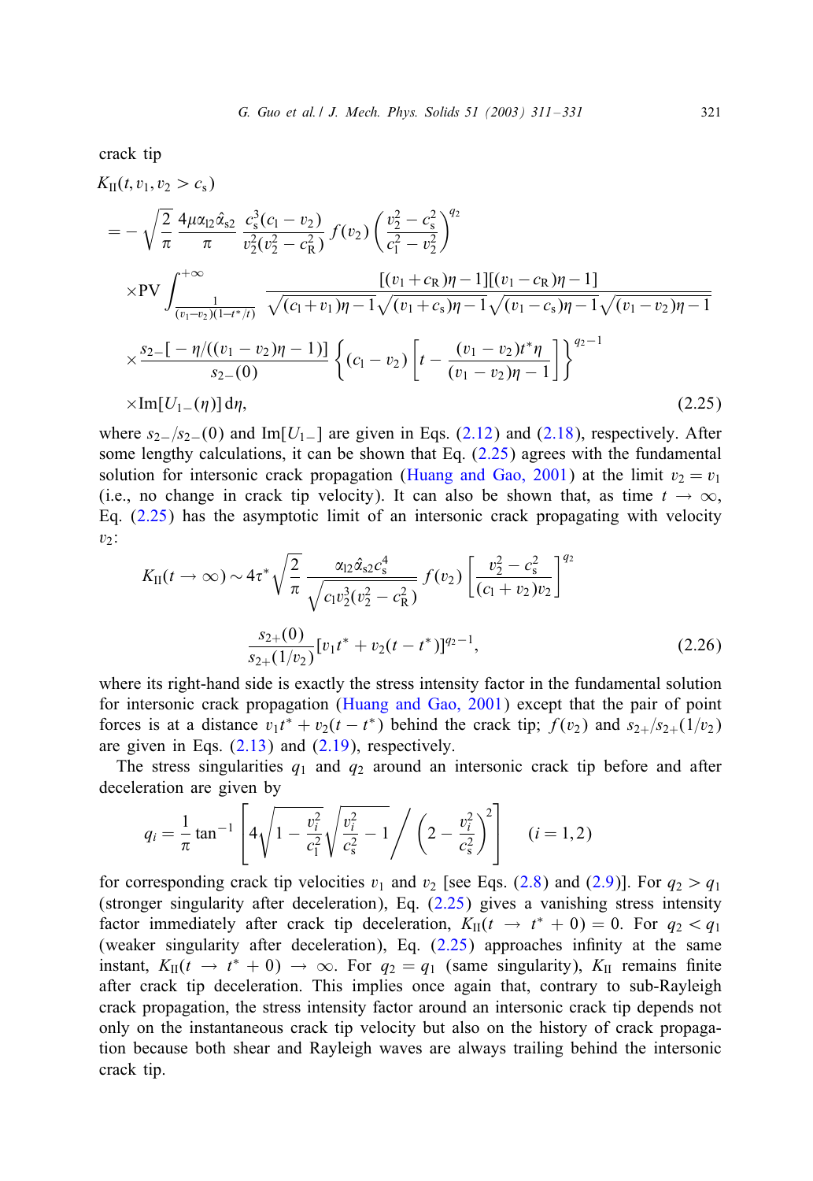crack tip

$$
\begin{aligned}
&K_{\mathrm{II}}(t, v_1, v_2 > c_\mathrm{s}) \\
&= -\sqrt{\frac{2}{\pi}}\,\frac{4\mu\alpha_{12}\hat{\alpha}_{\mathrm{s}2}}{\pi}\,\frac{c_\mathrm{s}^3(c_1 - v_2)}{v_2^2(v_2^2 - c_\mathrm{R}^2)}\,f(v_2)\left(\frac{v_2^2 - c_\mathrm{s}^2}{c_1^2 - v_2^2}\right)^{q_2} \\
&\quad\times \mathrm{PV}\int_{\frac{1}{(v_1 - v_2)(1 - t^*/t)}}^{+\infty} \frac{[(v_1 + c_\mathrm{R})\eta - 1][(v_1 - c_\mathrm{R})\eta - 1]}{\sqrt{(c_1 + v_1)\eta - 1}\sqrt{(v_1 + c_\mathrm{s})\eta - 1}\sqrt{(v_1 - c_\mathrm{s})\eta - 1}\sqrt{(v_1 - v_2)\eta - 1}} \\
&\quad\times \frac{s_{2-}[-\eta/((v_1 - v_2)\eta - 1)]}{s_{2-}(0)}\left\{(c_1 - v_2)\left[t - \frac{(v_1 - v_2)t^*\eta}{(v_1 - v_2)\eta - 1}\right]\right\}^{q_2 - 1} \\
&\quad\times \mathrm{Im}[U_{1-}(\eta)]\,\mathrm{d}\eta,
\end{aligned} \tag{2.25}
$$

where $s_{2-}/s_{2-}(0)$ and $\mathrm{Im}[U_{1-}]$ are given in Eqs. (2.12) and (2.18), respectively. After some lengthy calculations, it can be shown that Eq. (2.25) agrees with the fundamental solution for intersonic crack propagation (Huang and Gao, 2001) at the limit $v_2 = v_1$ (i.e., no change in crack tip velocity). It can also be shown that, as time $t \to \infty$, Eq. (2.25) has the asymptotic limit of an intersonic crack propagating with velocity $v_2$:

$$
\begin{aligned}
K_{\mathrm{II}}(t \to \infty) \sim 4\tau^*\sqrt{\frac{2}{\pi}}\,\frac{\alpha_{12}\hat{\alpha}_{\mathrm{s}2}c_\mathrm{s}^4}{\sqrt{c_1 v_2^3(v_2^2 - c_\mathrm{R}^2)}}\,f(v_2)\left[\frac{v_2^2 - c_\mathrm{s}^2}{(c_1 + v_2)v_2}\right]^{q_2} \\
\frac{s_{2+}(0)}{s_{2+}(1/v_2)}[v_1 t^* + v_2(t - t^*)]^{q_2 - 1},
\end{aligned} \tag{2.26}
$$

where its right-hand side is exactly the stress intensity factor in the fundamental solution for intersonic crack propagation (Huang and Gao, 2001) except that the pair of point forces is at a distance $v_1 t^* + v_2(t - t^*)$ behind the crack tip; $f(v_2)$ and $s_{2+}/s_{2+}(1/v_2)$ are given in Eqs. (2.13) and (2.19), respectively.

The stress singularities $q_1$ and $q_2$ around an intersonic crack tip before and after deceleration are given by

$$
q_i = \frac{1}{\pi}\tan^{-1}\left[4\sqrt{1 - \frac{v_i^2}{c_1^2}}\sqrt{\frac{v_i^2}{c_\mathrm{s}^2} - 1}\Bigg/\left(2 - \frac{v_i^2}{c_\mathrm{s}^2}\right)^2\right] \quad (i = 1, 2)
$$

for corresponding crack tip velocities $v_1$ and $v_2$ [see Eqs. (2.8) and (2.9)]. For $q_2 > q_1$ (stronger singularity after deceleration), Eq. (2.25) gives a vanishing stress intensity factor immediately after crack tip deceleration, $K_{\mathrm{II}}(t \to t^* + 0) = 0$. For $q_2 < q_1$ (weaker singularity after deceleration), Eq. (2.25) approaches infinity at the same instant, $K_{\mathrm{II}}(t \to t^* + 0) \to \infty$. For $q_2 = q_1$ (same singularity), $K_{\mathrm{II}}$ remains finite after crack tip deceleration. This implies once again that, contrary to sub-Rayleigh crack propagation, the stress intensity factor around an intersonic crack tip depends not only on the instantaneous crack tip velocity but also on the history of crack propagation because both shear and Rayleigh waves are always trailing behind the intersonic crack tip.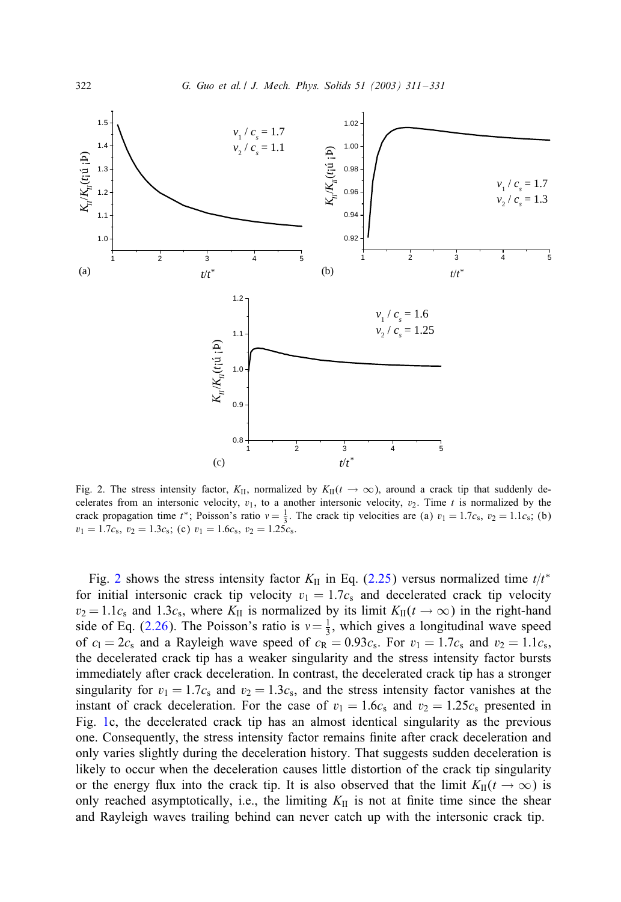Fig. 2. The stress intensity factor, $K_{\rm II}$, normalized by $K_{\rm II}(t \to \infty)$, around a crack tip that suddenly decelerates from an intersonic velocity, $v_1$, to a another intersonic velocity, $v_2$. Time $t$ is normalized by the crack propagation time $t^*$; Poisson's ratio $\nu = \frac{1}{3}$. The crack tip velocities are (a) $v_1 = 1.7c_s$, $v_2 = 1.1c_s$; (b) $v_1 = 1.7c_s$, $v_2 = 1.3c_s$; (c) $v_1 = 1.6c_s$, $v_2 = 1.25c_s$.

Fig. 2 shows the stress intensity factor $K_{\rm II}$ in Eq. (2.25) versus normalized time $t/t^*$ for initial intersonic crack tip velocity $v_1 = 1.7c_s$ and decelerated crack tip velocity $v_2 = 1.1c_s$ and $1.3c_s$, where $K_{\rm II}$ is normalized by its limit $K_{\rm II}(t \to \infty)$ in the right-hand side of Eq. (2.26). The Poisson's ratio is $\nu = \frac{1}{3}$, which gives a longitudinal wave speed of $c_l = 2c_s$ and a Rayleigh wave speed of $c_R = 0.93c_s$. For $v_1 = 1.7c_s$ and $v_2 = 1.1c_s$, the decelerated crack tip has a weaker singularity and the stress intensity factor bursts immediately after crack deceleration. In contrast, the decelerated crack tip has a stronger singularity for $v_1 = 1.7c_s$ and $v_2 = 1.3c_s$, and the stress intensity factor vanishes at the instant of crack deceleration. For the case of $v_1 = 1.6c_s$ and $v_2 = 1.25c_s$ presented in Fig. 1c, the decelerated crack tip has an almost identical singularity as the previous one. Consequently, the stress intensity factor remains finite after crack deceleration and only varies slightly during the deceleration history. That suggests sudden deceleration is likely to occur when the deceleration causes little distortion of the crack tip singularity or the energy flux into the crack tip. It is also observed that the limit $K_{\rm II}(t \to \infty)$ is only reached asymptotically, i.e., the limiting $K_{\rm II}$ is not at finite time since the shear and Rayleigh waves trailing behind can never catch up with the intersonic crack tip.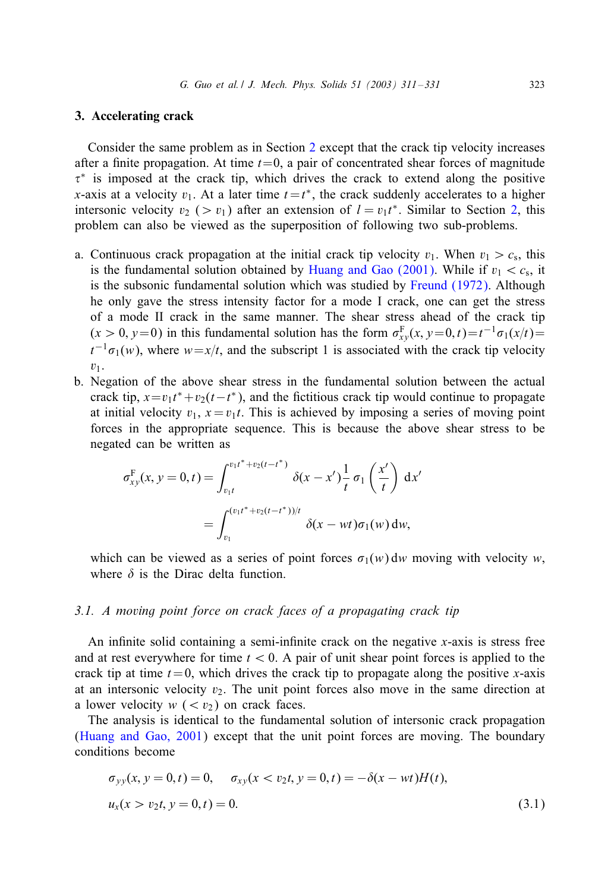## 3. Accelerating crack

Consider the same problem as in Section 2 except that the crack tip velocity increases after a finite propagation. At time $t=0$, a pair of concentrated shear forces of magnitude $\tau^*$ is imposed at the crack tip, which drives the crack to extend along the positive $x$-axis at a velocity $v_1$. At a later time $t=t^*$, the crack suddenly accelerates to a higher intersonic velocity $v_2$ ($> v_1$) after an extension of $l=v_1 t^*$. Similar to Section 2, this problem can also be viewed as the superposition of following two sub-problems.

a. Continuous crack propagation at the initial crack tip velocity $v_1$. When $v_1 > c_s$, this is the fundamental solution obtained by Huang and Gao (2001). While if $v_1 < c_s$, it is the subsonic fundamental solution which was studied by Freund (1972). Although he only gave the stress intensity factor for a mode I crack, one can get the stress of a mode II crack in the same manner. The shear stress ahead of the crack tip ($x>0, y=0$) in this fundamental solution has the form $\sigma_{xy}^{\mathrm{F}}(x, y=0, t) = t^{-1}\sigma_1(x/t) = t^{-1}\sigma_1(w)$, where $w=x/t$, and the subscript 1 is associated with the crack tip velocity $v_1$.
b. Negation of the above shear stress in the fundamental solution between the actual crack tip, $x=v_1 t^* + v_2(t-t^*)$, and the fictitious crack tip would continue to propagate at initial velocity $v_1$, $x=v_1 t$. This is achieved by imposing a series of moving point forces in the appropriate sequence. This is because the above shear stress to be negated can be written as

$$
\begin{aligned}
\sigma_{xy}^{\mathrm{F}}(x, y=0, t) &= \int_{v_1 t}^{v_1 t^* + v_2(t-t^*)} \delta(x-x')\frac{1}{t}\sigma_1\left(\frac{x'}{t}\right)\mathrm{d}x' \\
&= \int_{v_1}^{(v_1 t^* + v_2(t-t^*))/t} \delta(x-wt)\sigma_1(w)\,\mathrm{d}w,
\end{aligned}
$$

which can be viewed as a series of point forces $\sigma_1(w)\,\mathrm{d}w$ moving with velocity $w$, where $\delta$ is the Dirac delta function.

### 3.1. A moving point force on crack faces of a propagating crack tip

An infinite solid containing a semi-infinite crack on the negative $x$-axis is stress free and at rest everywhere for time $t<0$. A pair of unit shear point forces is applied to the crack tip at time $t=0$, which drives the crack tip to propagate along the positive $x$-axis at an intersonic velocity $v_2$. The unit point forces also move in the same direction at a lower velocity $w$ ($< v_2$) on crack faces.

The analysis is identical to the fundamental solution of intersonic crack propagation (Huang and Gao, 2001) except that the unit point forces are moving. The boundary conditions become

$$
\begin{aligned}
&\sigma_{yy}(x, y=0, t) = 0, \qquad \sigma_{xy}(x < v_2 t, y=0, t) = -\delta(x-wt)H(t), \\
&u_x(x > v_2 t, y=0, t) = 0.
\end{aligned}
\tag{3.1}
$$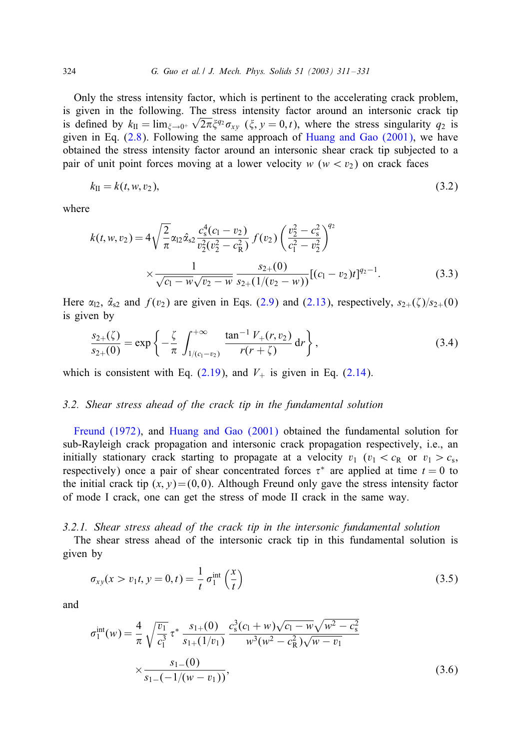Only the stress intensity factor, which is pertinent to the accelerating crack problem, is given in the following. The stress intensity factor around an intersonic crack tip is defined by $k_{\rm II} = \lim_{\xi \to 0^+} \sqrt{2\pi}\xi^{q_2}\sigma_{xy}\ (\xi, y=0, t)$, where the stress singularity $q_2$ is given in Eq. (2.8). Following the same approach of Huang and Gao (2001), we have obtained the stress intensity factor around an intersonic shear crack tip subjected to a pair of unit point forces moving at a lower velocity $w$ ($w < v_2$) on crack faces

$$k_{\rm II} = k(t, w, v_2), \tag{3.2}$$

where

$$k(t, w, v_2) = 4\sqrt{\frac{2}{\pi}}\alpha_{l2}\hat{\alpha}_{s2}\frac{c_s^4(c_l - v_2)}{v_2^2(v_2^2 - c_R^2)}f(v_2)\left(\frac{v_2^2 - c_s^2}{c_l^2 - v_2^2}\right)^{q_2} \times \frac{1}{\sqrt{c_l - w}\sqrt{v_2 - w}}\frac{s_{2+}(0)}{s_{2+}(1/(v_2 - w))}[(c_l - v_2)t]^{q_2 - 1}. \tag{3.3}$$

Here $\alpha_{l2}$, $\hat{\alpha}_{s2}$ and $f(v_2)$ are given in Eqs. (2.9) and (2.13), respectively, $s_{2+}(\zeta)/s_{2+}(0)$ is given by

$$\frac{s_{2+}(\zeta)}{s_{2+}(0)} = \exp\left\{-\frac{\zeta}{\pi}\int_{1/(c_l - v_2)}^{+\infty}\frac{\tan^{-1}V_+(r, v_2)}{r(r+\zeta)}\,dr\right\}, \tag{3.4}$$

which is consistent with Eq. (2.19), and $V_+$ is given in Eq. (2.14).

### 3.2. Shear stress ahead of the crack tip in the fundamental solution

Freund (1972), and Huang and Gao (2001) obtained the fundamental solution for sub-Rayleigh crack propagation and intersonic crack propagation respectively, i.e., an initially stationary crack starting to propagate at a velocity $v_1$ ($v_1 < c_R$ or $v_1 > c_s$, respectively) once a pair of shear concentrated forces $\tau^*$ are applied at time $t = 0$ to the initial crack tip $(x, y) = (0, 0)$. Although Freund only gave the stress intensity factor of mode I crack, one can get the stress of mode II crack in the same way.

#### 3.2.1. Shear stress ahead of the crack tip in the intersonic fundamental solution

The shear stress ahead of the intersonic crack tip in this fundamental solution is given by

$$\sigma_{xy}(x > v_1 t, y = 0, t) = \frac{1}{t}\sigma_1^{\rm int}\left(\frac{x}{t}\right) \tag{3.5}$$

and

$$\sigma_1^{\rm int}(w) = \frac{4}{\pi}\sqrt{\frac{v_1}{c_l^3}}\tau^*\frac{s_{1+}(0)}{s_{1+}(1/v_1)}\frac{c_s^3(c_l + w)\sqrt{c_l - w}\sqrt{w^2 - c_s^2}}{w^3(w^2 - c_R^2)\sqrt{w - v_1}} \times \frac{s_{1-}(0)}{s_{1-}(-1/(w - v_1))}, \tag{3.6}$$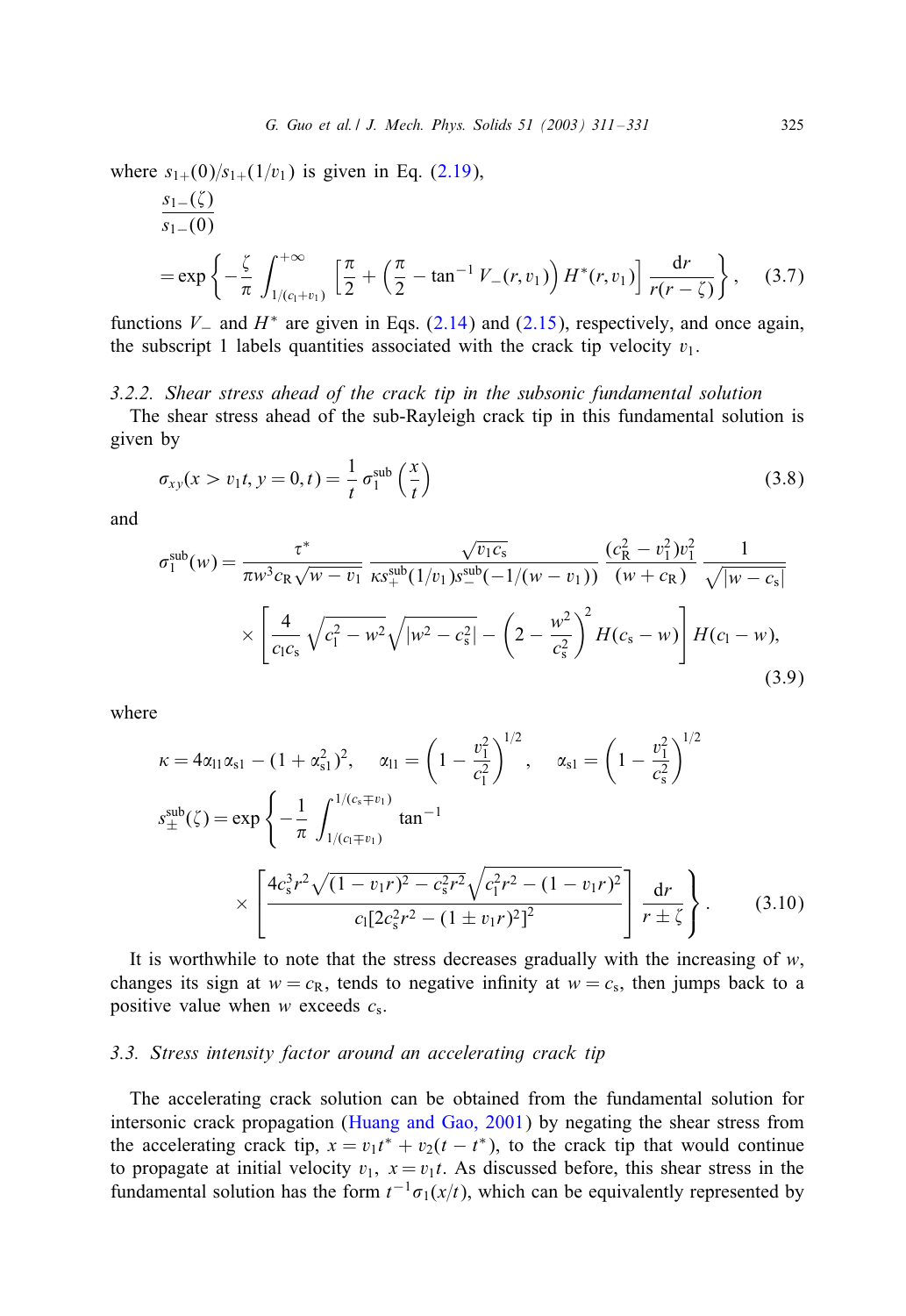where $s_{1+}(0)/s_{1+}(1/v_1)$ is given in Eq. (2.19),

$$\frac{s_{1-}(\zeta)}{s_{1-}(0)} = \exp\left\{-\frac{\zeta}{\pi}\int_{1/(c_1+v_1)}^{+\infty}\left[\frac{\pi}{2}+\left(\frac{\pi}{2}-\tan^{-1}V_-(r,v_1)\right)H^*(r,v_1)\right]\frac{\mathrm{d}r}{r(r-\zeta)}\right\}, \quad (3.7)$$

functions $V_-$ and $H^*$ are given in Eqs. (2.14) and (2.15), respectively, and once again, the subscript 1 labels quantities associated with the crack tip velocity $v_1$.

#### 3.2.2. Shear stress ahead of the crack tip in the subsonic fundamental solution

The shear stress ahead of the sub-Rayleigh crack tip in this fundamental solution is given by

$$\sigma_{xy}(x > v_1 t, y = 0, t) = \frac{1}{t}\,\sigma_1^{\mathrm{sub}}\left(\frac{x}{t}\right) \quad (3.8)$$

and

$$\sigma_1^{\mathrm{sub}}(w) = \frac{\tau^*}{\pi w^3 c_R\sqrt{w-v_1}}\,\frac{\sqrt{v_1 c_s}}{\kappa s_+^{\mathrm{sub}}(1/v_1)s_-^{\mathrm{sub}}(-1/(w-v_1))}\,\frac{(c_R^2-v_1^2)v_1^2}{(w+c_R)}\,\frac{1}{\sqrt{|w-c_s|}}$$
$$\times\left[\frac{4}{c_l c_s}\sqrt{c_l^2-w^2}\sqrt{|w^2-c_s^2|}-\left(2-\frac{w^2}{c_s^2}\right)^2 H(c_s-w)\right]H(c_l-w), \quad (3.9)$$

where

$$\kappa = 4\alpha_{l1}\alpha_{s1}-(1+\alpha_{s1}^2)^2, \quad \alpha_{l1}=\left(1-\frac{v_1^2}{c_l^2}\right)^{1/2}, \quad \alpha_{s1}=\left(1-\frac{v_1^2}{c_s^2}\right)^{1/2}$$

$$s_\pm^{\mathrm{sub}}(\zeta) = \exp\left\{-\frac{1}{\pi}\int_{1/(c_l\mp v_1)}^{1/(c_s\mp v_1)}\tan^{-1}\left[\frac{4c_s^3r^2\sqrt{(1-v_1r)^2-c_s^2r^2}\sqrt{c_l^2r^2-(1-v_1r)^2}}{c_l[2c_s^2r^2-(1\pm v_1r)^2]^2}\right]\frac{\mathrm{d}r}{r\pm\zeta}\right\}. \quad (3.10)$$

It is worthwhile to note that the stress decreases gradually with the increasing of $w$, changes its sign at $w = c_R$, tends to negative infinity at $w = c_s$, then jumps back to a positive value when $w$ exceeds $c_s$.

### 3.3. Stress intensity factor around an accelerating crack tip

The accelerating crack solution can be obtained from the fundamental solution for intersonic crack propagation (Huang and Gao, 2001) by negating the shear stress from the accelerating crack tip, $x = v_1t^* + v_2(t-t^*)$, to the crack tip that would continue to propagate at initial velocity $v_1$, $x = v_1 t$. As discussed before, this shear stress in the fundamental solution has the form $t^{-1}\sigma_1(x/t)$, which can be equivalently represented by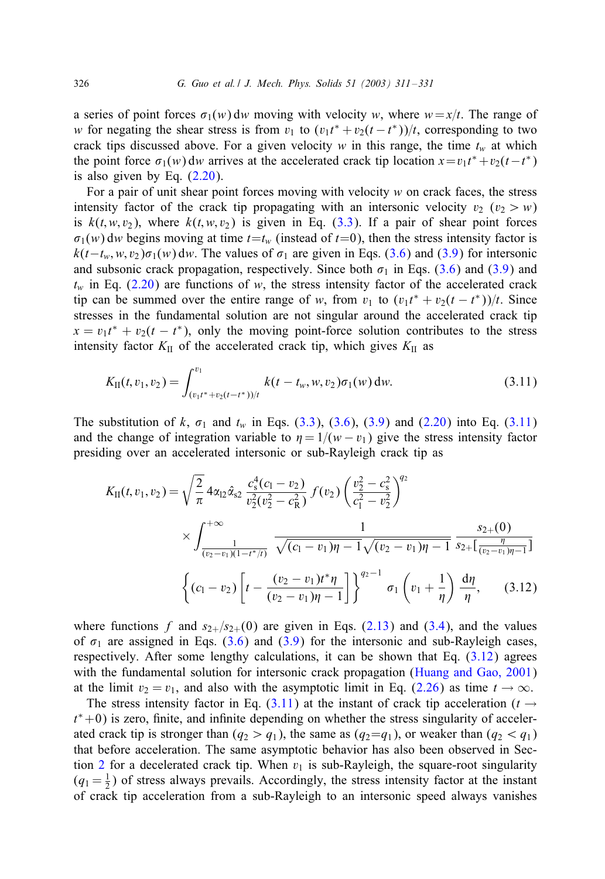a series of point forces $\sigma_1(w)\,\mathrm{d}w$ moving with velocity $w$, where $w = x/t$. The range of $w$ for negating the shear stress is from $v_1$ to $(v_1 t^* + v_2(t-t^*))/t$, corresponding to two crack tips discussed above. For a given velocity $w$ in this range, the time $t_w$ at which the point force $\sigma_1(w)\,\mathrm{d}w$ arrives at the accelerated crack tip location $x = v_1 t^* + v_2(t-t^*)$ is also given by Eq. (2.20).

For a pair of unit shear point forces moving with velocity $w$ on crack faces, the stress intensity factor of the crack tip propagating with an intersonic velocity $v_2$ ($v_2 > w$) is $k(t, w, v_2)$, where $k(t, w, v_2)$ is given in Eq. (3.3). If a pair of shear point forces $\sigma_1(w)\,\mathrm{d}w$ begins moving at time $t = t_w$ (instead of $t = 0$), then the stress intensity factor is $k(t-t_w, w, v_2)\sigma_1(w)\,\mathrm{d}w$. The values of $\sigma_1$ are given in Eqs. (3.6) and (3.9) for intersonic and subsonic crack propagation, respectively. Since both $\sigma_1$ in Eqs. (3.6) and (3.9) and $t_w$ in Eq. (2.20) are functions of $w$, the stress intensity factor of the accelerated crack tip can be summed over the entire range of $w$, from $v_1$ to $(v_1 t^* + v_2(t-t^*))/t$. Since stresses in the fundamental solution are not singular around the accelerated crack tip $x = v_1 t^* + v_2(t-t^*)$, only the moving point-force solution contributes to the stress intensity factor $K_{\mathrm{II}}$ of the accelerated crack tip, which gives $K_{\mathrm{II}}$ as

$$K_{\mathrm{II}}(t, v_1, v_2) = \int_{(v_1 t^* + v_2(t-t^*))/t}^{v_1} k(t-t_w, w, v_2)\sigma_1(w)\,\mathrm{d}w. \tag{3.11}$$

The substitution of $k$, $\sigma_1$ and $t_w$ in Eqs. (3.3), (3.6), (3.9) and (2.20) into Eq. (3.11) and the change of integration variable to $\eta = 1/(w - v_1)$ give the stress intensity factor presiding over an accelerated intersonic or sub-Rayleigh crack tip as

$$\begin{aligned} K_{\mathrm{II}}(t, v_1, v_2) = {} & \sqrt{\frac{2}{\pi}}\, 4\alpha_{12}\hat{\alpha}_{s2}\, \frac{c_s^4 (c_1 - v_2)}{v_2^2 (v_2^2 - c_R^2)}\, f(v_2) \left(\frac{v_2^2 - c_s^2}{c_1^2 - v_2^2}\right)^{q_2} \\ & \times \int_{\frac{1}{(v_2 - v_1)(1 - t^*/t)}}^{+\infty} \frac{1}{\sqrt{(c_1 - v_1)\eta - 1}\sqrt{(v_2 - v_1)\eta - 1}}\, \frac{s_{2+}(0)}{s_{2+}\left[\frac{\eta}{(v_2 - v_1)\eta - 1}\right]} \\ & \left\{(c_1 - v_2)\left[t - \frac{(v_2 - v_1)t^*\eta}{(v_2 - v_1)\eta - 1}\right]\right\}^{q_2 - 1} \sigma_1\left(v_1 + \frac{1}{\eta}\right) \frac{\mathrm{d}\eta}{\eta}, \end{aligned} \tag{3.12}$$

where functions $f$ and $s_{2+}/s_{2+}(0)$ are given in Eqs. (2.13) and (3.4), and the values of $\sigma_1$ are assigned in Eqs. (3.6) and (3.9) for the intersonic and sub-Rayleigh cases, respectively. After some lengthy calculations, it can be shown that Eq. (3.12) agrees with the fundamental solution for intersonic crack propagation (Huang and Gao, 2001) at the limit $v_2 = v_1$, and also with the asymptotic limit in Eq. (2.26) as time $t \to \infty$.

The stress intensity factor in Eq. (3.11) at the instant of crack tip acceleration ($t \to t^* + 0$) is zero, finite, and infinite depending on whether the stress singularity of accelerated crack tip is stronger than ($q_2 > q_1$), the same as ($q_2 = q_1$), or weaker than ($q_2 < q_1$) that before acceleration. The same asymptotic behavior has also been observed in Section 2 for a decelerated crack tip. When $v_1$ is sub-Rayleigh, the square-root singularity ($q_1 = \frac{1}{2}$) of stress always prevails. Accordingly, the stress intensity factor at the instant of crack tip acceleration from a sub-Rayleigh to an intersonic speed always vanishes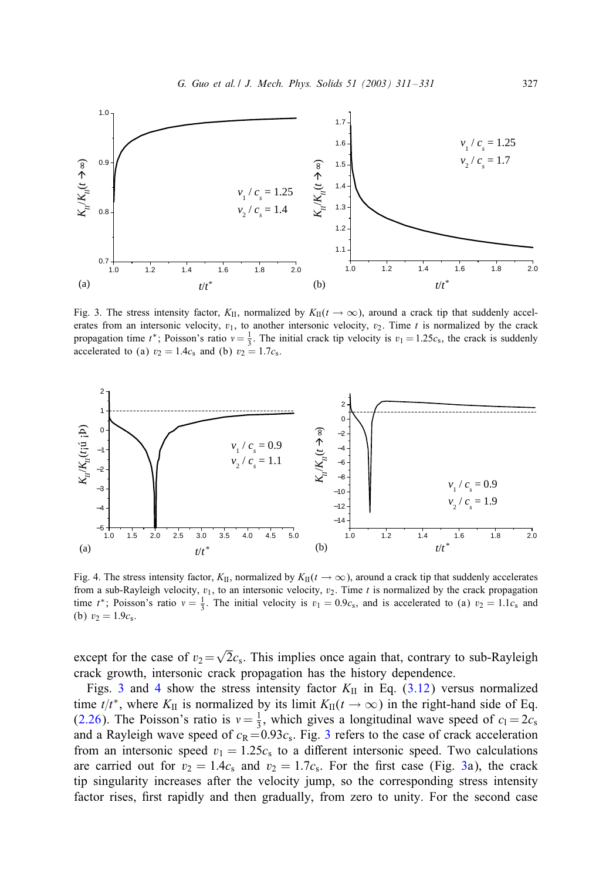Fig. 3. The stress intensity factor, $K_{\rm II}$, normalized by $K_{\rm II}(t \to \infty)$, around a crack tip that suddenly accelerates from an intersonic velocity, $v_1$, to another intersonic velocity, $v_2$. Time $t$ is normalized by the crack propagation time $t^*$; Poisson's ratio $v = \frac{1}{3}$. The initial crack tip velocity is $v_1 = 1.25c_{\rm s}$, the crack is suddenly accelerated to (a) $v_2 = 1.4c_{\rm s}$ and (b) $v_2 = 1.7c_{\rm s}$.

Fig. 4. The stress intensity factor, $K_{\rm II}$, normalized by $K_{\rm II}(t \to \infty)$, around a crack tip that suddenly accelerates from a sub-Rayleigh velocity, $v_1$, to an intersonic velocity, $v_2$. Time $t$ is normalized by the crack propagation time $t^*$; Poisson's ratio $v = \frac{1}{3}$. The initial velocity is $v_1 = 0.9c_{\rm s}$, and is accelerated to (a) $v_2 = 1.1c_{\rm s}$ and (b) $v_2 = 1.9c_{\rm s}$.

except for the case of $v_2 = \sqrt{2}c_{\rm s}$. This implies once again that, contrary to sub-Rayleigh crack growth, intersonic crack propagation has the history dependence.

Figs. 3 and 4 show the stress intensity factor $K_{\rm II}$ in Eq. (3.12) versus normalized time $t/t^*$, where $K_{\rm II}$ is normalized by its limit $K_{\rm II}(t \to \infty)$ in the right-hand side of Eq. (2.26). The Poisson's ratio is $v = \frac{1}{3}$, which gives a longitudinal wave speed of $c_l = 2c_{\rm s}$ and a Rayleigh wave speed of $c_{\rm R} = 0.93c_{\rm s}$. Fig. 3 refers to the case of crack acceleration from an intersonic speed $v_1 = 1.25c_{\rm s}$ to a different intersonic speed. Two calculations are carried out for $v_2 = 1.4c_{\rm s}$ and $v_2 = 1.7c_{\rm s}$. For the first case (Fig. 3a), the crack tip singularity increases after the velocity jump, so the corresponding stress intensity factor rises, first rapidly and then gradually, from zero to unity. For the second case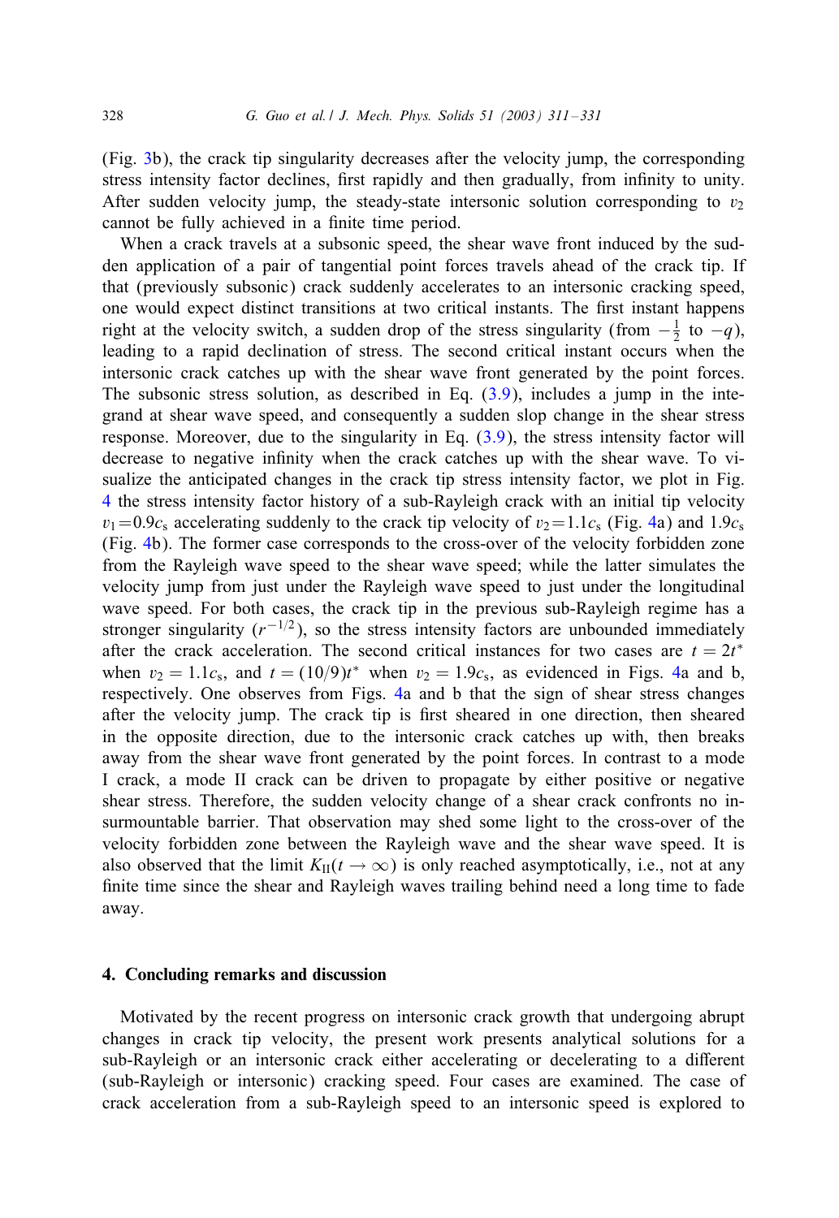(Fig. 3b), the crack tip singularity decreases after the velocity jump, the corresponding stress intensity factor declines, first rapidly and then gradually, from infinity to unity. After sudden velocity jump, the steady-state intersonic solution corresponding to $v_2$ cannot be fully achieved in a finite time period.

When a crack travels at a subsonic speed, the shear wave front induced by the sudden application of a pair of tangential point forces travels ahead of the crack tip. If that (previously subsonic) crack suddenly accelerates to an intersonic cracking speed, one would expect distinct transitions at two critical instants. The first instant happens right at the velocity switch, a sudden drop of the stress singularity (from $-\frac{1}{2}$ to $-q$), leading to a rapid declination of stress. The second critical instant occurs when the intersonic crack catches up with the shear wave front generated by the point forces. The subsonic stress solution, as described in Eq. (3.9), includes a jump in the integrand at shear wave speed, and consequently a sudden slop change in the shear stress response. Moreover, due to the singularity in Eq. (3.9), the stress intensity factor will decrease to negative infinity when the crack catches up with the shear wave. To visualize the anticipated changes in the crack tip stress intensity factor, we plot in Fig. 4 the stress intensity factor history of a sub-Rayleigh crack with an initial tip velocity $v_1 = 0.9c_s$ accelerating suddenly to the crack tip velocity of $v_2 = 1.1c_s$ (Fig. 4a) and $1.9c_s$ (Fig. 4b). The former case corresponds to the cross-over of the velocity forbidden zone from the Rayleigh wave speed to the shear wave speed; while the latter simulates the velocity jump from just under the Rayleigh wave speed to just under the longitudinal wave speed. For both cases, the crack tip in the previous sub-Rayleigh regime has a stronger singularity ($r^{-1/2}$), so the stress intensity factors are unbounded immediately after the crack acceleration. The second critical instances for two cases are $t = 2t^*$ when $v_2 = 1.1c_s$, and $t = (10/9)t^*$ when $v_2 = 1.9c_s$, as evidenced in Figs. 4a and b, respectively. One observes from Figs. 4a and b that the sign of shear stress changes after the velocity jump. The crack tip is first sheared in one direction, then sheared in the opposite direction, due to the intersonic crack catches up with, then breaks away from the shear wave front generated by the point forces. In contrast to a mode I crack, a mode II crack can be driven to propagate by either positive or negative shear stress. Therefore, the sudden velocity change of a shear crack confronts no insurmountable barrier. That observation may shed some light to the cross-over of the velocity forbidden zone between the Rayleigh wave and the shear wave speed. It is also observed that the limit $K_{II}(t \to \infty)$ is only reached asymptotically, i.e., not at any finite time since the shear and Rayleigh waves trailing behind need a long time to fade away.

## 4. Concluding remarks and discussion

Motivated by the recent progress on intersonic crack growth that undergoing abrupt changes in crack tip velocity, the present work presents analytical solutions for a sub-Rayleigh or an intersonic crack either accelerating or decelerating to a different (sub-Rayleigh or intersonic) cracking speed. Four cases are examined. The case of crack acceleration from a sub-Rayleigh speed to an intersonic speed is explored to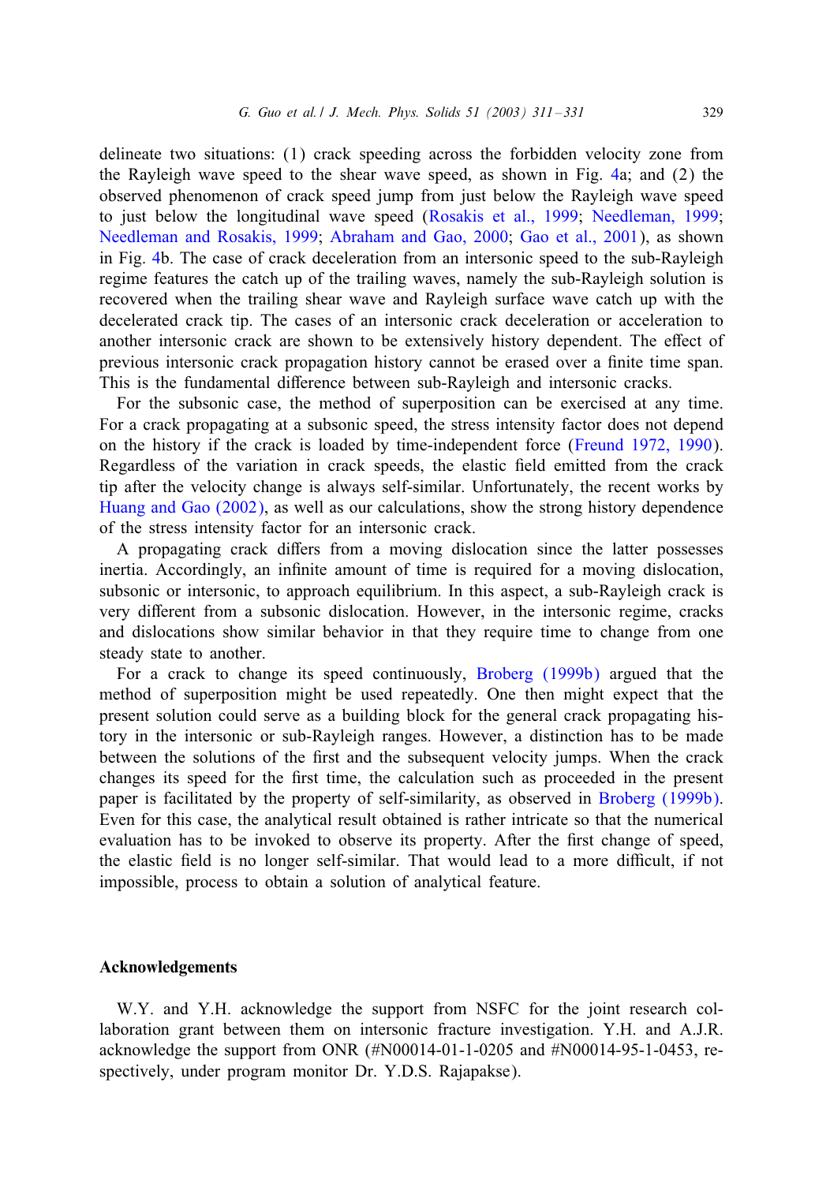delineate two situations: (1) crack speeding across the forbidden velocity zone from the Rayleigh wave speed to the shear wave speed, as shown in Fig. 4a; and (2) the observed phenomenon of crack speed jump from just below the Rayleigh wave speed to just below the longitudinal wave speed (Rosakis et al., 1999; Needleman, 1999; Needleman and Rosakis, 1999; Abraham and Gao, 2000; Gao et al., 2001), as shown in Fig. 4b. The case of crack deceleration from an intersonic speed to the sub-Rayleigh regime features the catch up of the trailing waves, namely the sub-Rayleigh solution is recovered when the trailing shear wave and Rayleigh surface wave catch up with the decelerated crack tip. The cases of an intersonic crack deceleration or acceleration to another intersonic crack are shown to be extensively history dependent. The effect of previous intersonic crack propagation history cannot be erased over a finite time span. This is the fundamental difference between sub-Rayleigh and intersonic cracks.

For the subsonic case, the method of superposition can be exercised at any time. For a crack propagating at a subsonic speed, the stress intensity factor does not depend on the history if the crack is loaded by time-independent force (Freund 1972, 1990). Regardless of the variation in crack speeds, the elastic field emitted from the crack tip after the velocity change is always self-similar. Unfortunately, the recent works by Huang and Gao (2002), as well as our calculations, show the strong history dependence of the stress intensity factor for an intersonic crack.

A propagating crack differs from a moving dislocation since the latter possesses inertia. Accordingly, an infinite amount of time is required for a moving dislocation, subsonic or intersonic, to approach equilibrium. In this aspect, a sub-Rayleigh crack is very different from a subsonic dislocation. However, in the intersonic regime, cracks and dislocations show similar behavior in that they require time to change from one steady state to another.

For a crack to change its speed continuously, Broberg (1999b) argued that the method of superposition might be used repeatedly. One then might expect that the present solution could serve as a building block for the general crack propagating history in the intersonic or sub-Rayleigh ranges. However, a distinction has to be made between the solutions of the first and the subsequent velocity jumps. When the crack changes its speed for the first time, the calculation such as proceeded in the present paper is facilitated by the property of self-similarity, as observed in Broberg (1999b). Even for this case, the analytical result obtained is rather intricate so that the numerical evaluation has to be invoked to observe its property. After the first change of speed, the elastic field is no longer self-similar. That would lead to a more difficult, if not impossible, process to obtain a solution of analytical feature.

## Acknowledgements

W.Y. and Y.H. acknowledge the support from NSFC for the joint research collaboration grant between them on intersonic fracture investigation. Y.H. and A.J.R. acknowledge the support from ONR (#N00014-01-1-0205 and #N00014-95-1-0453, respectively, under program monitor Dr. Y.D.S. Rajapakse).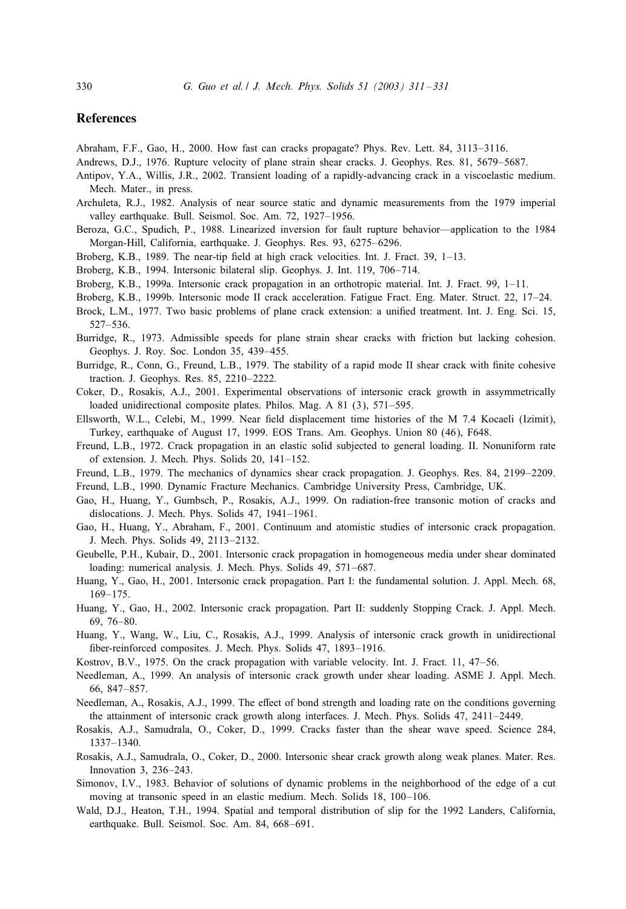## References

Abraham, F.F., Gao, H., 2000. How fast can cracks propagate? Phys. Rev. Lett. 84, 3113–3116.

Andrews, D.J., 1976. Rupture velocity of plane strain shear cracks. J. Geophys. Res. 81, 5679–5687.

Antipov, Y.A., Willis, J.R., 2002. Transient loading of a rapidly-advancing crack in a viscoelastic medium. Mech. Mater., in press.

Archuleta, R.J., 1982. Analysis of near source static and dynamic measurements from the 1979 imperial valley earthquake. Bull. Seismol. Soc. Am. 72, 1927–1956.

Beroza, G.C., Spudich, P., 1988. Linearized inversion for fault rupture behavior—application to the 1984 Morgan-Hill, California, earthquake. J. Geophys. Res. 93, 6275–6296.

Broberg, K.B., 1989. The near-tip field at high crack velocities. Int. J. Fract. 39, 1–13.

Broberg, K.B., 1994. Intersonic bilateral slip. Geophys. J. Int. 119, 706–714.

Broberg, K.B., 1999a. Intersonic crack propagation in an orthotropic material. Int. J. Fract. 99, 1–11.

Broberg, K.B., 1999b. Intersonic mode II crack acceleration. Fatigue Fract. Eng. Mater. Struct. 22, 17–24.

Brock, L.M., 1977. Two basic problems of plane crack extension: a unified treatment. Int. J. Eng. Sci. 15, 527–536.

Burridge, R., 1973. Admissible speeds for plane strain shear cracks with friction but lacking cohesion. Geophys. J. Roy. Soc. London 35, 439–455.

Burridge, R., Conn, G., Freund, L.B., 1979. The stability of a rapid mode II shear crack with finite cohesive traction. J. Geophys. Res. 85, 2210–2222.

Coker, D., Rosakis, A.J., 2001. Experimental observations of intersonic crack growth in assymmetrically loaded unidirectional composite plates. Philos. Mag. A 81 (3), 571–595.

Ellsworth, W.L., Celebi, M., 1999. Near field displacement time histories of the M 7.4 Kocaeli (Izimit), Turkey, earthquake of August 17, 1999. EOS Trans. Am. Geophys. Union 80 (46), F648.

Freund, L.B., 1972. Crack propagation in an elastic solid subjected to general loading. II. Nonuniform rate of extension. J. Mech. Phys. Solids 20, 141–152.

Freund, L.B., 1979. The mechanics of dynamics shear crack propagation. J. Geophys. Res. 84, 2199–2209.

Freund, L.B., 1990. Dynamic Fracture Mechanics. Cambridge University Press, Cambridge, UK.

Gao, H., Huang, Y., Gumbsch, P., Rosakis, A.J., 1999. On radiation-free transonic motion of cracks and dislocations. J. Mech. Phys. Solids 47, 1941–1961.

Gao, H., Huang, Y., Abraham, F., 2001. Continuum and atomistic studies of intersonic crack propagation. J. Mech. Phys. Solids 49, 2113–2132.

Geubelle, P.H., Kubair, D., 2001. Intersonic crack propagation in homogeneous media under shear dominated loading: numerical analysis. J. Mech. Phys. Solids 49, 571–687.

Huang, Y., Gao, H., 2001. Intersonic crack propagation. Part I: the fundamental solution. J. Appl. Mech. 68, 169–175.

Huang, Y., Gao, H., 2002. Intersonic crack propagation. Part II: suddenly Stopping Crack. J. Appl. Mech. 69, 76–80.

Huang, Y., Wang, W., Liu, C., Rosakis, A.J., 1999. Analysis of intersonic crack growth in unidirectional fiber-reinforced composites. J. Mech. Phys. Solids 47, 1893–1916.

Kostrov, B.V., 1975. On the crack propagation with variable velocity. Int. J. Fract. 11, 47–56.

Needleman, A., 1999. An analysis of intersonic crack growth under shear loading. ASME J. Appl. Mech. 66, 847–857.

Needleman, A., Rosakis, A.J., 1999. The effect of bond strength and loading rate on the conditions governing the attainment of intersonic crack growth along interfaces. J. Mech. Phys. Solids 47, 2411–2449.

Rosakis, A.J., Samudrala, O., Coker, D., 1999. Cracks faster than the shear wave speed. Science 284, 1337–1340.

Rosakis, A.J., Samudrala, O., Coker, D., 2000. Intersonic shear crack growth along weak planes. Mater. Res. Innovation 3, 236–243.

Simonov, I.V., 1983. Behavior of solutions of dynamic problems in the neighborhood of the edge of a cut moving at transonic speed in an elastic medium. Mech. Solids 18, 100–106.

Wald, D.J., Heaton, T.H., 1994. Spatial and temporal distribution of slip for the 1992 Landers, California, earthquake. Bull. Seismol. Soc. Am. 84, 668–691.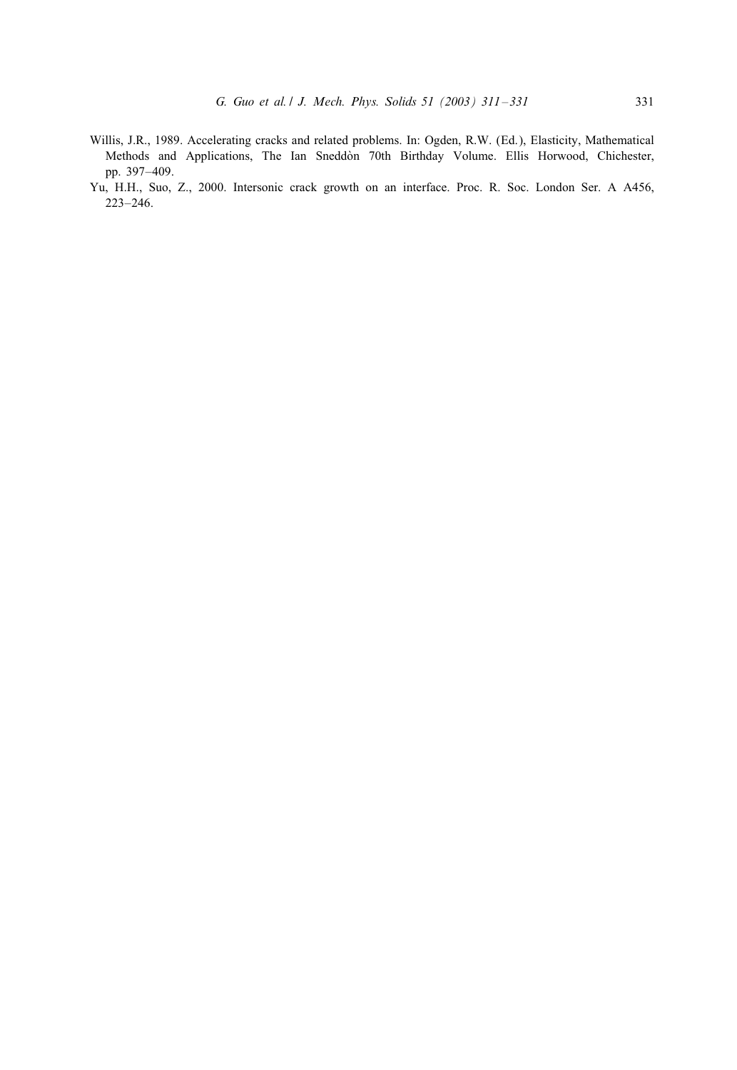Willis, J.R., 1989. Accelerating cracks and related problems. In: Ogden, R.W. (Ed.), Elasticity, Mathematical Methods and Applications, The Ian Sneddòn 70th Birthday Volume. Ellis Horwood, Chichester, pp. 397–409.

Yu, H.H., Suo, Z., 2000. Intersonic crack growth on an interface. Proc. R. Soc. London Ser. A A456, 223–246.